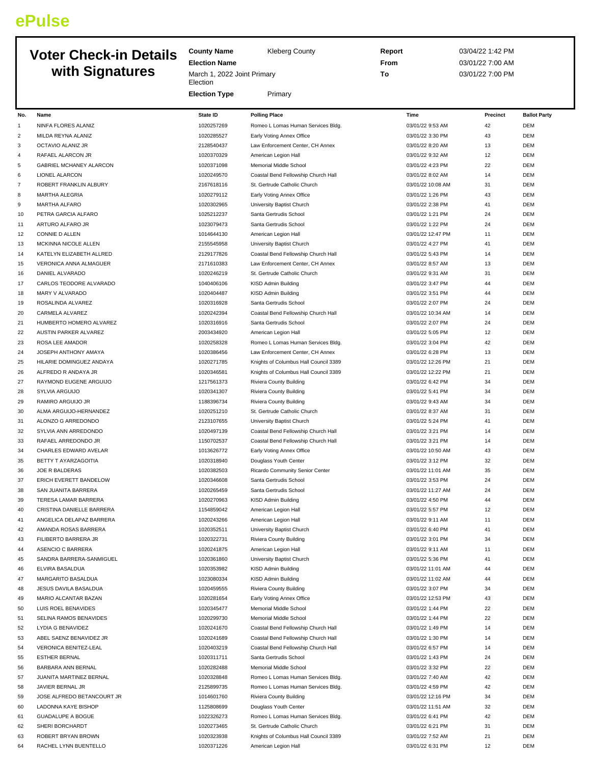**ePulse**

# Voter Check-in Details with Signatures

| | | | |
|---|---|---|---|
| **County Name** | Kleberg County | **Report** | 03/04/22 1:42 PM |
| **Election Name** | March 1, 2022 Joint Primary Election | **From** | 03/01/22 7:00 AM |
| **Election Type** | Primary | **To** | 03/01/22 7:00 PM |

| No. | Name | State ID | Polling Place | Time | Precinct | Ballot Party |
|---|---|---|---|---|---|---|
| 1 | NINFA FLORES ALANIZ | 1020257269 | Romeo L Lomas Human Services Bldg. | 03/01/22 9:53 AM | 42 | DEM |
| 2 | MILDA REYNA ALANIZ | 1020285527 | Early Voting Annex Office | 03/01/22 3:30 PM | 43 | DEM |
| 3 | OCTAVIO ALANIZ JR | 2128540437 | Law Enforcement Center, CH Annex | 03/01/22 8:20 AM | 13 | DEM |
| 4 | RAFAEL ALARCON JR | 1020370329 | American Legion Hall | 03/01/22 9:32 AM | 12 | DEM |
| 5 | GABRIEL MCHANEY ALARCON | 1020371098 | Memorial Middle School | 03/01/22 4:23 PM | 22 | DEM |
| 6 | LIONEL ALARCON | 1020249570 | Coastal Bend Fellowship Church Hall | 03/01/22 8:02 AM | 14 | DEM |
| 7 | ROBERT FRANKLIN ALBURY | 2167618116 | St. Gertrude Catholic Church | 03/01/22 10:08 AM | 31 | DEM |
| 8 | MARTHA ALEGRIA | 1020279112 | Early Voting Annex Office | 03/01/22 1:26 PM | 43 | DEM |
| 9 | MARTHA ALFARO | 1020302965 | University Baptist Church | 03/01/22 2:38 PM | 41 | DEM |
| 10 | PETRA GARCIA ALFARO | 1025212237 | Santa Gertrudis School | 03/01/22 1:21 PM | 24 | DEM |
| 11 | ARTURO ALFARO JR | 1023079473 | Santa Gertrudis School | 03/01/22 1:22 PM | 24 | DEM |
| 12 | CONNIE D ALLEN | 1014644130 | American Legion Hall | 03/01/22 12:47 PM | 11 | DEM |
| 13 | MCKINNA NICOLE ALLEN | 2155545958 | University Baptist Church | 03/01/22 4:27 PM | 41 | DEM |
| 14 | KATELYN ELIZABETH ALLRED | 2129177826 | Coastal Bend Fellowship Church Hall | 03/01/22 5:43 PM | 14 | DEM |
| 15 | VERONICA ANNA ALMAGUER | 2171610383 | Law Enforcement Center, CH Annex | 03/01/22 8:57 AM | 13 | DEM |
| 16 | DANIEL ALVARADO | 1020246219 | St. Gertrude Catholic Church | 03/01/22 9:31 AM | 31 | DEM |
| 17 | CARLOS TEODORE ALVARADO | 1040406106 | KISD Admin Building | 03/01/22 3:47 PM | 44 | DEM |
| 18 | MARY V ALVARADO | 1020404487 | KISD Admin Building | 03/01/22 3:51 PM | 44 | DEM |
| 19 | ROSALINDA ALVAREZ | 1020316928 | Santa Gertrudis School | 03/01/22 2:07 PM | 24 | DEM |
| 20 | CARMELA ALVAREZ | 1020242394 | Coastal Bend Fellowship Church Hall | 03/01/22 10:34 AM | 14 | DEM |
| 21 | HUMBERTO HOMERO ALVAREZ | 1020316916 | Santa Gertrudis School | 03/01/22 2:07 PM | 24 | DEM |
| 22 | AUSTIN PARKER ALVAREZ | 2003434920 | American Legion Hall | 03/01/22 5:05 PM | 12 | DEM |
| 23 | ROSA LEE AMADOR | 1020258328 | Romeo L Lomas Human Services Bldg. | 03/01/22 3:04 PM | 42 | DEM |
| 24 | JOSEPH ANTHONY AMAYA | 1020386456 | Law Enforcement Center, CH Annex | 03/01/22 6:28 PM | 13 | DEM |
| 25 | HILARIE DOMINGUEZ ANDAYA | 1020271785 | Knights of Columbus Hall Council 3389 | 03/01/22 12:26 PM | 21 | DEM |
| 26 | ALFREDO R ANDAYA JR | 1020346581 | Knights of Columbus Hall Council 3389 | 03/01/22 12:22 PM | 21 | DEM |
| 27 | RAYMOND EUGENE ARGUIJO | 1217561373 | Riviera County Building | 03/01/22 6:42 PM | 34 | DEM |
| 28 | SYLVIA ARGUIJO | 1020341307 | Riviera County Building | 03/01/22 5:41 PM | 34 | DEM |
| 29 | RAMIRO ARGUIJO JR | 1188396734 | Riviera County Building | 03/01/22 9:43 AM | 34 | DEM |
| 30 | ALMA ARGUIJO-HERNANDEZ | 1020251210 | St. Gertrude Catholic Church | 03/01/22 8:37 AM | 31 | DEM |
| 31 | ALONZO G ARREDONDO | 2123107655 | University Baptist Church | 03/01/22 5:24 PM | 41 | DEM |
| 32 | SYLVIA ANN ARREDONDO | 1020497139 | Coastal Bend Fellowship Church Hall | 03/01/22 3:21 PM | 14 | DEM |
| 33 | RAFAEL ARREDONDO JR | 1150702537 | Coastal Bend Fellowship Church Hall | 03/01/22 3:21 PM | 14 | DEM |
| 34 | CHARLES EDWARD AVELAR | 1013626772 | Early Voting Annex Office | 03/01/22 10:50 AM | 43 | DEM |
| 35 | BETTY T AYARZAGOITIA | 1020318940 | Douglass Youth Center | 03/01/22 3:12 PM | 32 | DEM |
| 36 | JOE R BALDERAS | 1020382503 | Ricardo Community Senior Center | 03/01/22 11:01 AM | 35 | DEM |
| 37 | ERICH EVERETT BANDELOW | 1020346608 | Santa Gertrudis School | 03/01/22 3:53 PM | 24 | DEM |
| 38 | SAN JUANITA BARRERA | 1020265459 | Santa Gertrudis School | 03/01/22 11:27 AM | 24 | DEM |
| 39 | TERESA LAMAR BARRERA | 1020270963 | KISD Admin Building | 03/01/22 4:50 PM | 44 | DEM |
| 40 | CRISTINA DANIELLE BARRERA | 1154859042 | American Legion Hall | 03/01/22 5:57 PM | 12 | DEM |
| 41 | ANGELICA DELAPAZ BARRERA | 1020243266 | American Legion Hall | 03/01/22 9:11 AM | 11 | DEM |
| 42 | AMANDA ROSAS BARRERA | 1020352511 | University Baptist Church | 03/01/22 6:40 PM | 41 | DEM |
| 43 | FILIBERTO BARRERA JR | 1020322731 | Riviera County Building | 03/01/22 3:01 PM | 34 | DEM |
| 44 | ASENCIO C BARRERA | 1020241875 | American Legion Hall | 03/01/22 9:11 AM | 11 | DEM |
| 45 | SANDRA BARRERA-SANMIGUEL | 1020361860 | University Baptist Church | 03/01/22 5:36 PM | 41 | DEM |
| 46 | ELVIRA BASALDUA | 1020353982 | KISD Admin Building | 03/01/22 11:01 AM | 44 | DEM |
| 47 | MARGARITO BASALDUA | 1023080334 | KISD Admin Building | 03/01/22 11:02 AM | 44 | DEM |
| 48 | JESUS DAVILA BASALDUA | 1020459555 | Riviera County Building | 03/01/22 3:07 PM | 34 | DEM |
| 49 | MARIO ALCANTAR BAZAN | 1020281654 | Early Voting Annex Office | 03/01/22 12:53 PM | 43 | DEM |
| 50 | LUIS ROEL BENAVIDES | 1020345477 | Memorial Middle School | 03/01/22 1:44 PM | 22 | DEM |
| 51 | SELINA RAMOS BENAVIDES | 1020299730 | Memorial Middle School | 03/01/22 1:44 PM | 22 | DEM |
| 52 | LYDIA G BENAVIDEZ | 1020241670 | Coastal Bend Fellowship Church Hall | 03/01/22 1:49 PM | 14 | DEM |
| 53 | ABEL SAENZ BENAVIDEZ JR | 1020241689 | Coastal Bend Fellowship Church Hall | 03/01/22 1:30 PM | 14 | DEM |
| 54 | VERONICA BENITEZ-LEAL | 1020403219 | Coastal Bend Fellowship Church Hall | 03/01/22 6:57 PM | 14 | DEM |
| 55 | ESTHER BERNAL | 1020311711 | Santa Gertrudis School | 03/01/22 1:43 PM | 24 | DEM |
| 56 | BARBARA ANN BERNAL | 1020282488 | Memorial Middle School | 03/01/22 3:32 PM | 22 | DEM |
| 57 | JUANITA MARTINEZ BERNAL | 1020328848 | Romeo L Lomas Human Services Bldg. | 03/01/22 7:40 AM | 42 | DEM |
| 58 | JAVIER BERNAL JR | 2125899735 | Romeo L Lomas Human Services Bldg. | 03/01/22 4:59 PM | 42 | DEM |
| 59 | JOSE ALFREDO BETANCOURT JR | 1014601760 | Riviera County Building | 03/01/22 12:16 PM | 34 | DEM |
| 60 | LADONNA KAYE BISHOP | 1125808699 | Douglass Youth Center | 03/01/22 11:51 AM | 32 | DEM |
| 61 | GUADALUPE A BOGUE | 1022326273 | Romeo L Lomas Human Services Bldg. | 03/01/22 6:41 PM | 42 | DEM |
| 62 | SHERI BORCHARDT | 1020273465 | St. Gertrude Catholic Church | 03/01/22 6:21 PM | 31 | DEM |
| 63 | ROBERT BRYAN BROWN | 1020323938 | Knights of Columbus Hall Council 3389 | 03/01/22 7:52 AM | 21 | DEM |
| 64 | RACHEL LYNN BUENTELLO | 1020371226 | American Legion Hall | 03/01/22 6:31 PM | 12 | DEM |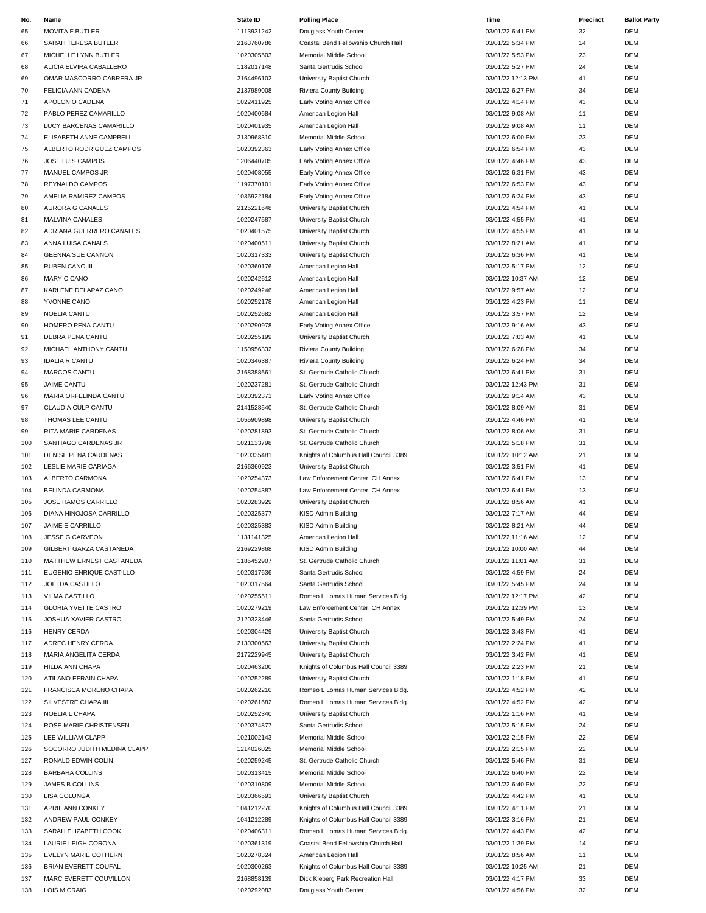| No. | Name | State ID | Polling Place | Time | Precinct | Ballot Party |
| --- | --- | --- | --- | --- | --- | --- |
| 65 | MOVITA F BUTLER | 1113931242 | Douglass Youth Center | 03/01/22 6:41 PM | 32 | DEM |
| 66 | SARAH TERESA BUTLER | 2163760786 | Coastal Bend Fellowship Church Hall | 03/01/22 5:34 PM | 14 | DEM |
| 67 | MICHELLE LYNN BUTLER | 1020305503 | Memorial Middle School | 03/01/22 5:53 PM | 23 | DEM |
| 68 | ALICIA ELVIRA CABALLERO | 1182017148 | Santa Gertrudis School | 03/01/22 5:27 PM | 24 | DEM |
| 69 | OMAR MASCORRO CABRERA JR | 2164496102 | University Baptist Church | 03/01/22 12:13 PM | 41 | DEM |
| 70 | FELICIA ANN CADENA | 2137989008 | Riviera County Building | 03/01/22 6:27 PM | 34 | DEM |
| 71 | APOLONIO CADENA | 1022411925 | Early Voting Annex Office | 03/01/22 4:14 PM | 43 | DEM |
| 72 | PABLO PEREZ CAMARILLO | 1020400684 | American Legion Hall | 03/01/22 9:08 AM | 11 | DEM |
| 73 | LUCY BARCENAS CAMARILLO | 1020401935 | American Legion Hall | 03/01/22 9:08 AM | 11 | DEM |
| 74 | ELISABETH ANNE CAMPBELL | 2130968310 | Memorial Middle School | 03/01/22 6:00 PM | 23 | DEM |
| 75 | ALBERTO RODRIGUEZ CAMPOS | 1020392363 | Early Voting Annex Office | 03/01/22 6:54 PM | 43 | DEM |
| 76 | JOSE LUIS CAMPOS | 1206440705 | Early Voting Annex Office | 03/01/22 4:46 PM | 43 | DEM |
| 77 | MANUEL CAMPOS JR | 1020408055 | Early Voting Annex Office | 03/01/22 6:31 PM | 43 | DEM |
| 78 | REYNALDO CAMPOS | 1197370101 | Early Voting Annex Office | 03/01/22 6:53 PM | 43 | DEM |
| 79 | AMELIA RAMIREZ CAMPOS | 1036922184 | Early Voting Annex Office | 03/01/22 6:24 PM | 43 | DEM |
| 80 | AURORA G CANALES | 2125221648 | University Baptist Church | 03/01/22 4:54 PM | 41 | DEM |
| 81 | MALVINA CANALES | 1020247587 | University Baptist Church | 03/01/22 4:55 PM | 41 | DEM |
| 82 | ADRIANA GUERRERO CANALES | 1020401575 | University Baptist Church | 03/01/22 4:55 PM | 41 | DEM |
| 83 | ANNA LUISA CANALS | 1020400511 | University Baptist Church | 03/01/22 8:21 AM | 41 | DEM |
| 84 | GEENNA SUE CANNON | 1020317333 | University Baptist Church | 03/01/22 6:36 PM | 41 | DEM |
| 85 | RUBEN CANO III | 1020360176 | American Legion Hall | 03/01/22 5:17 PM | 12 | DEM |
| 86 | MARY C CANO | 1020242612 | American Legion Hall | 03/01/22 10:37 AM | 12 | DEM |
| 87 | KARLENE DELAPAZ CANO | 1020249246 | American Legion Hall | 03/01/22 9:57 AM | 12 | DEM |
| 88 | YVONNE CANO | 1020252178 | American Legion Hall | 03/01/22 4:23 PM | 11 | DEM |
| 89 | NOELIA CANTU | 1020252682 | American Legion Hall | 03/01/22 3:57 PM | 12 | DEM |
| 90 | HOMERO PENA CANTU | 1020290978 | Early Voting Annex Office | 03/01/22 9:16 AM | 43 | DEM |
| 91 | DEBRA PENA CANTU | 1020255199 | University Baptist Church | 03/01/22 7:03 AM | 41 | DEM |
| 92 | MICHAEL ANTHONY CANTU | 1150956332 | Riviera County Building | 03/01/22 6:28 PM | 34 | DEM |
| 93 | IDALIA R CANTU | 1020346387 | Riviera County Building | 03/01/22 6:24 PM | 34 | DEM |
| 94 | MARCOS CANTU | 2168388661 | St. Gertrude Catholic Church | 03/01/22 6:41 PM | 31 | DEM |
| 95 | JAIME CANTU | 1020237281 | St. Gertrude Catholic Church | 03/01/22 12:43 PM | 31 | DEM |
| 96 | MARIA ORFELINDA CANTU | 1020392371 | Early Voting Annex Office | 03/01/22 9:14 AM | 43 | DEM |
| 97 | CLAUDIA CULP CANTU | 2141528540 | St. Gertrude Catholic Church | 03/01/22 8:09 AM | 31 | DEM |
| 98 | THOMAS LEE CANTU | 1055909898 | University Baptist Church | 03/01/22 4:46 PM | 41 | DEM |
| 99 | RITA MARIE CARDENAS | 1020281893 | St. Gertrude Catholic Church | 03/01/22 8:06 AM | 31 | DEM |
| 100 | SANTIAGO CARDENAS JR | 1021133798 | St. Gertrude Catholic Church | 03/01/22 5:18 PM | 31 | DEM |
| 101 | DENISE PENA CARDENAS | 1020335481 | Knights of Columbus Hall Council 3389 | 03/01/22 10:12 AM | 21 | DEM |
| 102 | LESLIE MARIE CARIAGA | 2166360923 | University Baptist Church | 03/01/22 3:51 PM | 41 | DEM |
| 103 | ALBERTO CARMONA | 1020254373 | Law Enforcement Center, CH Annex | 03/01/22 6:41 PM | 13 | DEM |
| 104 | BELINDA CARMONA | 1020254387 | Law Enforcement Center, CH Annex | 03/01/22 6:41 PM | 13 | DEM |
| 105 | JOSE RAMOS CARRILLO | 1020283929 | University Baptist Church | 03/01/22 8:56 AM | 41 | DEM |
| 106 | DIANA HINOJOSA CARRILLO | 1020325377 | KISD Admin Building | 03/01/22 7:17 AM | 44 | DEM |
| 107 | JAIME E CARRILLO | 1020325383 | KISD Admin Building | 03/01/22 8:21 AM | 44 | DEM |
| 108 | JESSE G CARVEON | 1131141325 | American Legion Hall | 03/01/22 11:16 AM | 12 | DEM |
| 109 | GILBERT GARZA CASTANEDA | 2169229868 | KISD Admin Building | 03/01/22 10:00 AM | 44 | DEM |
| 110 | MATTHEW ERNEST CASTANEDA | 1185452907 | St. Gertrude Catholic Church | 03/01/22 11:01 AM | 31 | DEM |
| 111 | EUGENIO ENRIQUE CASTILLO | 1020317636 | Santa Gertrudis School | 03/01/22 4:59 PM | 24 | DEM |
| 112 | JOELDA CASTILLO | 1020317564 | Santa Gertrudis School | 03/01/22 5:45 PM | 24 | DEM |
| 113 | VILMA CASTILLO | 1020255511 | Romeo L Lomas Human Services Bldg. | 03/01/22 12:17 PM | 42 | DEM |
| 114 | GLORIA YVETTE CASTRO | 1020279219 | Law Enforcement Center, CH Annex | 03/01/22 12:39 PM | 13 | DEM |
| 115 | JOSHUA XAVIER CASTRO | 2120323446 | Santa Gertrudis School | 03/01/22 5:49 PM | 24 | DEM |
| 116 | HENRY CERDA | 1020304429 | University Baptist Church | 03/01/22 3:43 PM | 41 | DEM |
| 117 | ADREC HENRY CERDA | 2130300563 | University Baptist Church | 03/01/22 2:24 PM | 41 | DEM |
| 118 | MARIA ANGELITA CERDA | 2172229945 | University Baptist Church | 03/01/22 3:42 PM | 41 | DEM |
| 119 | HILDA ANN CHAPA | 1020463200 | Knights of Columbus Hall Council 3389 | 03/01/22 2:23 PM | 21 | DEM |
| 120 | ATILANO EFRAIN CHAPA | 1020252289 | University Baptist Church | 03/01/22 1:18 PM | 41 | DEM |
| 121 | FRANCISCA MORENO CHAPA | 1020262210 | Romeo L Lomas Human Services Bldg. | 03/01/22 4:52 PM | 42 | DEM |
| 122 | SILVESTRE CHAPA III | 1020261682 | Romeo L Lomas Human Services Bldg. | 03/01/22 4:52 PM | 42 | DEM |
| 123 | NOELIA L CHAPA | 1020252340 | University Baptist Church | 03/01/22 1:16 PM | 41 | DEM |
| 124 | ROSE MARIE CHRISTENSEN | 1020374877 | Santa Gertrudis School | 03/01/22 5:15 PM | 24 | DEM |
| 125 | LEE WILLIAM CLAPP | 1021002143 | Memorial Middle School | 03/01/22 2:15 PM | 22 | DEM |
| 126 | SOCORRO JUDITH MEDINA CLAPP | 1214026025 | Memorial Middle School | 03/01/22 2:15 PM | 22 | DEM |
| 127 | RONALD EDWIN COLIN | 1020259245 | St. Gertrude Catholic Church | 03/01/22 5:46 PM | 31 | DEM |
| 128 | BARBARA COLLINS | 1020313415 | Memorial Middle School | 03/01/22 6:40 PM | 22 | DEM |
| 129 | JAMES B COLLINS | 1020310809 | Memorial Middle School | 03/01/22 6:40 PM | 22 | DEM |
| 130 | LISA COLUNGA | 1020366591 | University Baptist Church | 03/01/22 4:42 PM | 41 | DEM |
| 131 | APRIL ANN CONKEY | 1041212270 | Knights of Columbus Hall Council 3389 | 03/01/22 4:11 PM | 21 | DEM |
| 132 | ANDREW PAUL CONKEY | 1041212289 | Knights of Columbus Hall Council 3389 | 03/01/22 3:16 PM | 21 | DEM |
| 133 | SARAH ELIZABETH COOK | 1020406311 | Romeo L Lomas Human Services Bldg. | 03/01/22 4:43 PM | 42 | DEM |
| 134 | LAURIE LEIGH CORONA | 1020361319 | Coastal Bend Fellowship Church Hall | 03/01/22 1:39 PM | 14 | DEM |
| 135 | EVELYN MARIE COTHERN | 1020278324 | American Legion Hall | 03/01/22 8:56 AM | 11 | DEM |
| 136 | BRIAN EVERETT COUFAL | 1020300263 | Knights of Columbus Hall Council 3389 | 03/01/22 10:25 AM | 21 | DEM |
| 137 | MARC EVERETT COUVILLON | 2168858139 | Dick Kleberg Park Recreation Hall | 03/01/22 4:17 PM | 33 | DEM |
| 138 | LOIS M CRAIG | 1020292083 | Douglass Youth Center | 03/01/22 4:56 PM | 32 | DEM |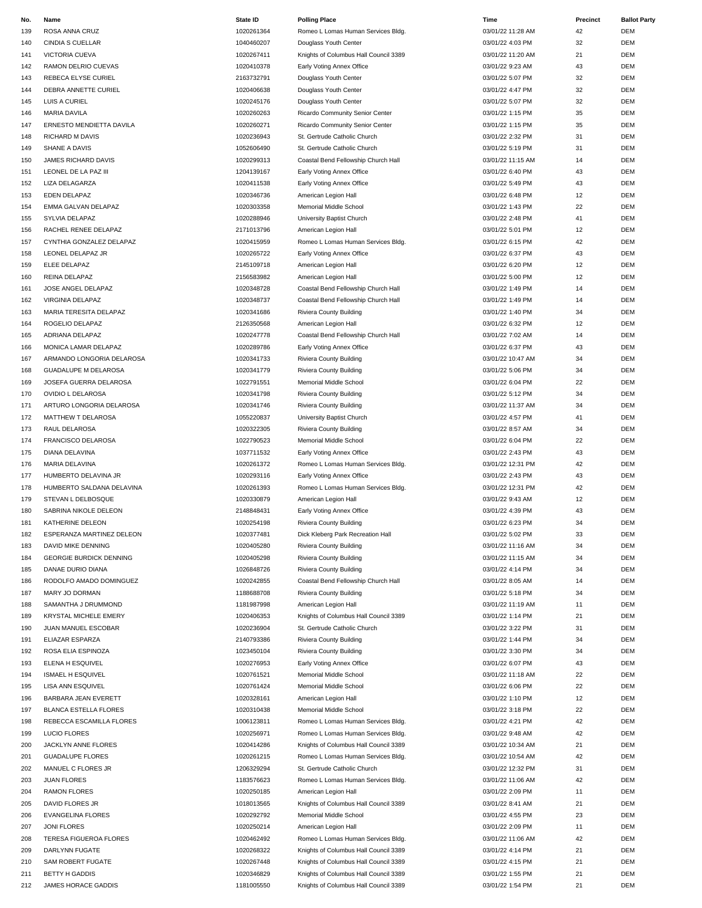| No. | Name | State ID | Polling Place | Time | Precinct | Ballot Party |
|---|---|---|---|---|---|---|
| 139 | ROSA ANNA CRUZ | 1020261364 | Romeo L Lomas Human Services Bldg. | 03/01/22 11:28 AM | 42 | DEM |
| 140 | CINDIA S CUELLAR | 1040460207 | Douglass Youth Center | 03/01/22 4:03 PM | 32 | DEM |
| 141 | VICTORIA CUEVA | 1020267411 | Knights of Columbus Hall Council 3389 | 03/01/22 11:20 AM | 21 | DEM |
| 142 | RAMON DELRIO CUEVAS | 1020410378 | Early Voting Annex Office | 03/01/22 9:23 AM | 43 | DEM |
| 143 | REBECA ELYSE CURIEL | 2163732791 | Douglass Youth Center | 03/01/22 5:07 PM | 32 | DEM |
| 144 | DEBRA ANNETTE CURIEL | 1020406638 | Douglass Youth Center | 03/01/22 4:47 PM | 32 | DEM |
| 145 | LUIS A CURIEL | 1020245176 | Douglass Youth Center | 03/01/22 5:07 PM | 32 | DEM |
| 146 | MARIA DAVILA | 1020260263 | Ricardo Community Senior Center | 03/01/22 1:15 PM | 35 | DEM |
| 147 | ERNESTO MENDIETTA DAVILA | 1020260271 | Ricardo Community Senior Center | 03/01/22 1:15 PM | 35 | DEM |
| 148 | RICHARD M DAVIS | 1020236943 | St. Gertrude Catholic Church | 03/01/22 2:32 PM | 31 | DEM |
| 149 | SHANE A DAVIS | 1052606490 | St. Gertrude Catholic Church | 03/01/22 5:19 PM | 31 | DEM |
| 150 | JAMES RICHARD DAVIS | 1020299313 | Coastal Bend Fellowship Church Hall | 03/01/22 11:15 AM | 14 | DEM |
| 151 | LEONEL DE LA PAZ III | 1204139167 | Early Voting Annex Office | 03/01/22 6:40 PM | 43 | DEM |
| 152 | LIZA DELAGARZA | 1020411538 | Early Voting Annex Office | 03/01/22 5:49 PM | 43 | DEM |
| 153 | EDEN DELAPAZ | 1020346736 | American Legion Hall | 03/01/22 6:48 PM | 12 | DEM |
| 154 | EMMA GALVAN DELAPAZ | 1020303358 | Memorial Middle School | 03/01/22 1:43 PM | 22 | DEM |
| 155 | SYLVIA DELAPAZ | 1020288946 | University Baptist Church | 03/01/22 2:48 PM | 41 | DEM |
| 156 | RACHEL RENEE DELAPAZ | 2171013796 | American Legion Hall | 03/01/22 5:01 PM | 12 | DEM |
| 157 | CYNTHIA GONZALEZ DELAPAZ | 1020415959 | Romeo L Lomas Human Services Bldg. | 03/01/22 6:15 PM | 42 | DEM |
| 158 | LEONEL DELAPAZ JR | 1020265722 | Early Voting Annex Office | 03/01/22 6:37 PM | 43 | DEM |
| 159 | ELEE DELAPAZ | 2145109718 | American Legion Hall | 03/01/22 6:20 PM | 12 | DEM |
| 160 | REINA DELAPAZ | 2156583982 | American Legion Hall | 03/01/22 5:00 PM | 12 | DEM |
| 161 | JOSE ANGEL DELAPAZ | 1020348728 | Coastal Bend Fellowship Church Hall | 03/01/22 1:49 PM | 14 | DEM |
| 162 | VIRGINIA DELAPAZ | 1020348737 | Coastal Bend Fellowship Church Hall | 03/01/22 1:49 PM | 14 | DEM |
| 163 | MARIA TERESITA DELAPAZ | 1020341686 | Riviera County Building | 03/01/22 1:40 PM | 34 | DEM |
| 164 | ROGELIO DELAPAZ | 2126350568 | American Legion Hall | 03/01/22 6:32 PM | 12 | DEM |
| 165 | ADRIANA DELAPAZ | 1020247778 | Coastal Bend Fellowship Church Hall | 03/01/22 7:02 AM | 14 | DEM |
| 166 | MONICA LAMAR DELAPAZ | 1020289786 | Early Voting Annex Office | 03/01/22 6:37 PM | 43 | DEM |
| 167 | ARMANDO LONGORIA DELAROSA | 1020341733 | Riviera County Building | 03/01/22 10:47 AM | 34 | DEM |
| 168 | GUADALUPE M DELAROSA | 1020341779 | Riviera County Building | 03/01/22 5:06 PM | 34 | DEM |
| 169 | JOSEFA GUERRA DELAROSA | 1022791551 | Memorial Middle School | 03/01/22 6:04 PM | 22 | DEM |
| 170 | OVIDIO L DELAROSA | 1020341798 | Riviera County Building | 03/01/22 5:12 PM | 34 | DEM |
| 171 | ARTURO LONGORIA DELAROSA | 1020341746 | Riviera County Building | 03/01/22 11:37 AM | 34 | DEM |
| 172 | MATTHEW T DELAROSA | 1055220837 | University Baptist Church | 03/01/22 4:57 PM | 41 | DEM |
| 173 | RAUL DELAROSA | 1020322305 | Riviera County Building | 03/01/22 8:57 AM | 34 | DEM |
| 174 | FRANCISCO DELAROSA | 1022790523 | Memorial Middle School | 03/01/22 6:04 PM | 22 | DEM |
| 175 | DIANA DELAVINA | 1037711532 | Early Voting Annex Office | 03/01/22 2:43 PM | 43 | DEM |
| 176 | MARIA DELAVINA | 1020261372 | Romeo L Lomas Human Services Bldg. | 03/01/22 12:31 PM | 42 | DEM |
| 177 | HUMBERTO DELAVINA JR | 1020293116 | Early Voting Annex Office | 03/01/22 2:43 PM | 43 | DEM |
| 178 | HUMBERTO SALDANA DELAVINA | 1020261393 | Romeo L Lomas Human Services Bldg. | 03/01/22 12:31 PM | 42 | DEM |
| 179 | STEVAN L DELBOSQUE | 1020330879 | American Legion Hall | 03/01/22 9:43 AM | 12 | DEM |
| 180 | SABRINA NIKOLE DELEON | 2148848431 | Early Voting Annex Office | 03/01/22 4:39 PM | 43 | DEM |
| 181 | KATHERINE DELEON | 1020254198 | Riviera County Building | 03/01/22 6:23 PM | 34 | DEM |
| 182 | ESPERANZA MARTINEZ DELEON | 1020377481 | Dick Kleberg Park Recreation Hall | 03/01/22 5:02 PM | 33 | DEM |
| 183 | DAVID MIKE DENNING | 1020405280 | Riviera County Building | 03/01/22 11:16 AM | 34 | DEM |
| 184 | GEORGIE BURDICK DENNING | 1020405298 | Riviera County Building | 03/01/22 11:15 AM | 34 | DEM |
| 185 | DANAE DURIO DIANA | 1026848726 | Riviera County Building | 03/01/22 4:14 PM | 34 | DEM |
| 186 | RODOLFO AMADO DOMINGUEZ | 1020242855 | Coastal Bend Fellowship Church Hall | 03/01/22 8:05 AM | 14 | DEM |
| 187 | MARY JO DORMAN | 1188688708 | Riviera County Building | 03/01/22 5:18 PM | 34 | DEM |
| 188 | SAMANTHA J DRUMMOND | 1181987998 | American Legion Hall | 03/01/22 11:19 AM | 11 | DEM |
| 189 | KRYSTAL MICHELE EMERY | 1020406353 | Knights of Columbus Hall Council 3389 | 03/01/22 1:14 PM | 21 | DEM |
| 190 | JUAN MANUEL ESCOBAR | 1020236904 | St. Gertrude Catholic Church | 03/01/22 3:22 PM | 31 | DEM |
| 191 | ELIAZAR ESPARZA | 2140793386 | Riviera County Building | 03/01/22 1:44 PM | 34 | DEM |
| 192 | ROSA ELIA ESPINOZA | 1023450104 | Riviera County Building | 03/01/22 3:30 PM | 34 | DEM |
| 193 | ELENA H ESQUIVEL | 1020276953 | Early Voting Annex Office | 03/01/22 6:07 PM | 43 | DEM |
| 194 | ISMAEL H ESQUIVEL | 1020761521 | Memorial Middle School | 03/01/22 11:18 AM | 22 | DEM |
| 195 | LISA ANN ESQUIVEL | 1020761424 | Memorial Middle School | 03/01/22 6:06 PM | 22 | DEM |
| 196 | BARBARA JEAN EVERETT | 1020328161 | American Legion Hall | 03/01/22 1:10 PM | 12 | DEM |
| 197 | BLANCA ESTELLA FLORES | 1020310438 | Memorial Middle School | 03/01/22 3:18 PM | 22 | DEM |
| 198 | REBECCA ESCAMILLA FLORES | 1006123811 | Romeo L Lomas Human Services Bldg. | 03/01/22 4:21 PM | 42 | DEM |
| 199 | LUCIO FLORES | 1020256971 | Romeo L Lomas Human Services Bldg. | 03/01/22 9:48 AM | 42 | DEM |
| 200 | JACKLYN ANNE FLORES | 1020414286 | Knights of Columbus Hall Council 3389 | 03/01/22 10:34 AM | 21 | DEM |
| 201 | GUADALUPE FLORES | 1020261215 | Romeo L Lomas Human Services Bldg. | 03/01/22 10:54 AM | 42 | DEM |
| 202 | MANUEL C FLORES JR | 1206329294 | St. Gertrude Catholic Church | 03/01/22 12:32 PM | 31 | DEM |
| 203 | JUAN FLORES | 1183576623 | Romeo L Lomas Human Services Bldg. | 03/01/22 11:06 AM | 42 | DEM |
| 204 | RAMON FLORES | 1020250185 | American Legion Hall | 03/01/22 2:09 PM | 11 | DEM |
| 205 | DAVID FLORES JR | 1018013565 | Knights of Columbus Hall Council 3389 | 03/01/22 8:41 AM | 21 | DEM |
| 206 | EVANGELINA FLORES | 1020292792 | Memorial Middle School | 03/01/22 4:55 PM | 23 | DEM |
| 207 | JONI FLORES | 1020250214 | American Legion Hall | 03/01/22 2:09 PM | 11 | DEM |
| 208 | TERESA FIGUEROA FLORES | 1020462492 | Romeo L Lomas Human Services Bldg. | 03/01/22 11:06 AM | 42 | DEM |
| 209 | DARLYNN FUGATE | 1020268322 | Knights of Columbus Hall Council 3389 | 03/01/22 4:14 PM | 21 | DEM |
| 210 | SAM ROBERT FUGATE | 1020267448 | Knights of Columbus Hall Council 3389 | 03/01/22 4:15 PM | 21 | DEM |
| 211 | BETTY H GADDIS | 1020346829 | Knights of Columbus Hall Council 3389 | 03/01/22 1:55 PM | 21 | DEM |
| 212 | JAMES HORACE GADDIS | 1181005550 | Knights of Columbus Hall Council 3389 | 03/01/22 1:54 PM | 21 | DEM |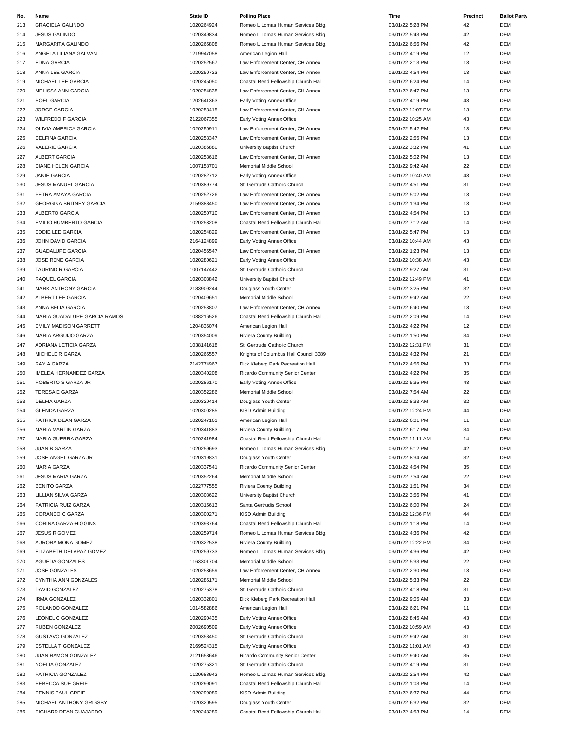| No. | Name | State ID | Polling Place | Time | Precinct | Ballot Party |
|---|---|---|---|---|---|---|
| 213 | GRACIELA GALINDO | 1020264924 | Romeo L Lomas Human Services Bldg. | 03/01/22 5:28 PM | 42 | DEM |
| 214 | JESUS GALINDO | 1020349834 | Romeo L Lomas Human Services Bldg. | 03/01/22 5:43 PM | 42 | DEM |
| 215 | MARGARITA GALINDO | 1020265808 | Romeo L Lomas Human Services Bldg. | 03/01/22 6:56 PM | 42 | DEM |
| 216 | ANGELA LILIANA GALVAN | 1219947058 | American Legion Hall | 03/01/22 4:19 PM | 12 | DEM |
| 217 | EDNA GARCIA | 1020252567 | Law Enforcement Center, CH Annex | 03/01/22 2:13 PM | 13 | DEM |
| 218 | ANNA LEE GARCIA | 1020250723 | Law Enforcement Center, CH Annex | 03/01/22 4:54 PM | 13 | DEM |
| 219 | MICHAEL LEE GARCIA | 1020245050 | Coastal Bend Fellowship Church Hall | 03/01/22 6:24 PM | 14 | DEM |
| 220 | MELISSA ANN GARCIA | 1020254838 | Law Enforcement Center, CH Annex | 03/01/22 6:47 PM | 13 | DEM |
| 221 | ROEL GARCIA | 1202641363 | Early Voting Annex Office | 03/01/22 4:19 PM | 43 | DEM |
| 222 | JORGE GARCIA | 1020253415 | Law Enforcement Center, CH Annex | 03/01/22 12:07 PM | 13 | DEM |
| 223 | WILFREDO F GARCIA | 2122067355 | Early Voting Annex Office | 03/01/22 10:25 AM | 43 | DEM |
| 224 | OLIVIA AMERICA GARCIA | 1020250911 | Law Enforcement Center, CH Annex | 03/01/22 5:42 PM | 13 | DEM |
| 225 | DELFINA GARCIA | 1020253347 | Law Enforcement Center, CH Annex | 03/01/22 2:55 PM | 13 | DEM |
| 226 | VALERIE GARCIA | 1020386880 | University Baptist Church | 03/01/22 3:32 PM | 41 | DEM |
| 227 | ALBERT GARCIA | 1020253616 | Law Enforcement Center, CH Annex | 03/01/22 5:02 PM | 13 | DEM |
| 228 | DIANE HELEN GARCIA | 1007158701 | Memorial Middle School | 03/01/22 9:42 AM | 22 | DEM |
| 229 | JANIE GARCIA | 1020282712 | Early Voting Annex Office | 03/01/22 10:40 AM | 43 | DEM |
| 230 | JESUS MANUEL GARCIA | 1020389774 | St. Gertrude Catholic Church | 03/01/22 4:51 PM | 31 | DEM |
| 231 | PETRA AMAYA GARCIA | 1020252726 | Law Enforcement Center, CH Annex | 03/01/22 5:02 PM | 13 | DEM |
| 232 | GEORGINA BRITNEY GARCIA | 2159388450 | Law Enforcement Center, CH Annex | 03/01/22 1:34 PM | 13 | DEM |
| 233 | ALBERTO GARCIA | 1020250710 | Law Enforcement Center, CH Annex | 03/01/22 4:54 PM | 13 | DEM |
| 234 | EMILIO HUMBERTO GARCIA | 1020253208 | Coastal Bend Fellowship Church Hall | 03/01/22 7:12 AM | 14 | DEM |
| 235 | EDDIE LEE GARCIA | 1020254829 | Law Enforcement Center, CH Annex | 03/01/22 5:47 PM | 13 | DEM |
| 236 | JOHN DAVID GARCIA | 2164124899 | Early Voting Annex Office | 03/01/22 10:44 AM | 43 | DEM |
| 237 | GUADALUPE GARCIA | 1020456547 | Law Enforcement Center, CH Annex | 03/01/22 1:23 PM | 13 | DEM |
| 238 | JOSE RENE GARCIA | 1020280621 | Early Voting Annex Office | 03/01/22 10:38 AM | 43 | DEM |
| 239 | TAURINO R GARCIA | 1007147442 | St. Gertrude Catholic Church | 03/01/22 9:27 AM | 31 | DEM |
| 240 | RAQUEL GARCIA | 1020303842 | University Baptist Church | 03/01/22 12:49 PM | 41 | DEM |
| 241 | MARK ANTHONY GARCIA | 2183909244 | Douglass Youth Center | 03/01/22 3:25 PM | 32 | DEM |
| 242 | ALBERT LEE GARCIA | 1020409651 | Memorial Middle School | 03/01/22 9:42 AM | 22 | DEM |
| 243 | ANNA BELIA GARCIA | 1020253807 | Law Enforcement Center, CH Annex | 03/01/22 6:40 PM | 13 | DEM |
| 244 | MARIA GUADALUPE GARCIA RAMOS | 1038216526 | Coastal Bend Fellowship Church Hall | 03/01/22 2:09 PM | 14 | DEM |
| 245 | EMILY MADISON GARRETT | 1204836074 | American Legion Hall | 03/01/22 4:22 PM | 12 | DEM |
| 246 | MARIA ARGUIJO GARZA | 1020354009 | Riviera County Building | 03/01/22 1:50 PM | 34 | DEM |
| 247 | ADRIANA LETICIA GARZA | 1038141618 | St. Gertrude Catholic Church | 03/01/22 12:31 PM | 31 | DEM |
| 248 | MICHELE R GARZA | 1020265557 | Knights of Columbus Hall Council 3389 | 03/01/22 4:32 PM | 21 | DEM |
| 249 | RAY A GARZA | 2142774967 | Dick Kleberg Park Recreation Hall | 03/01/22 4:56 PM | 33 | DEM |
| 250 | IMELDA HERNANDEZ GARZA | 1020340208 | Ricardo Community Senior Center | 03/01/22 4:22 PM | 35 | DEM |
| 251 | ROBERTO S GARZA JR | 1020286170 | Early Voting Annex Office | 03/01/22 5:35 PM | 43 | DEM |
| 252 | TERESA E GARZA | 1020352286 | Memorial Middle School | 03/01/22 7:54 AM | 22 | DEM |
| 253 | DELMA GARZA | 1020320414 | Douglass Youth Center | 03/01/22 8:33 AM | 32 | DEM |
| 254 | GLENDA GARZA | 1020300285 | KISD Admin Building | 03/01/22 12:24 PM | 44 | DEM |
| 255 | PATRICK DEAN GARZA | 1020247161 | American Legion Hall | 03/01/22 6:01 PM | 11 | DEM |
| 256 | MARIA MARTIN GARZA | 1020341883 | Riviera County Building | 03/01/22 6:17 PM | 34 | DEM |
| 257 | MARIA GUERRA GARZA | 1020241984 | Coastal Bend Fellowship Church Hall | 03/01/22 11:11 AM | 14 | DEM |
| 258 | JUAN B GARZA | 1020259693 | Romeo L Lomas Human Services Bldg. | 03/01/22 5:12 PM | 42 | DEM |
| 259 | JOSE ANGEL GARZA JR | 1020319831 | Douglass Youth Center | 03/01/22 8:34 AM | 32 | DEM |
| 260 | MARIA GARZA | 1020337541 | Ricardo Community Senior Center | 03/01/22 4:54 PM | 35 | DEM |
| 261 | JESUS MARIA GARZA | 1020352264 | Memorial Middle School | 03/01/22 7:54 AM | 22 | DEM |
| 262 | BENITO GARZA | 1022777555 | Riviera County Building | 03/01/22 1:51 PM | 34 | DEM |
| 263 | LILLIAN SILVA GARZA | 1020303622 | University Baptist Church | 03/01/22 3:56 PM | 41 | DEM |
| 264 | PATRICIA RUIZ GARZA | 1020315613 | Santa Gertrudis School | 03/01/22 6:00 PM | 24 | DEM |
| 265 | CORANDO C GARZA | 1020300271 | KISD Admin Building | 03/01/22 12:36 PM | 44 | DEM |
| 266 | CORINA GARZA-HIGGINS | 1020398764 | Coastal Bend Fellowship Church Hall | 03/01/22 1:18 PM | 14 | DEM |
| 267 | JESUS R GOMEZ | 1020259714 | Romeo L Lomas Human Services Bldg. | 03/01/22 4:36 PM | 42 | DEM |
| 268 | AURORA MONA GOMEZ | 1020322538 | Riviera County Building | 03/01/22 12:22 PM | 34 | DEM |
| 269 | ELIZABETH DELAPAZ GOMEZ | 1020259733 | Romeo L Lomas Human Services Bldg. | 03/01/22 4:36 PM | 42 | DEM |
| 270 | AGUEDA GONZALES | 1163301704 | Memorial Middle School | 03/01/22 5:33 PM | 22 | DEM |
| 271 | JOSE GONZALES | 1020253659 | Law Enforcement Center, CH Annex | 03/01/22 2:30 PM | 13 | DEM |
| 272 | CYNTHIA ANN GONZALES | 1020285171 | Memorial Middle School | 03/01/22 5:33 PM | 22 | DEM |
| 273 | DAVID GONZALEZ | 1020275378 | St. Gertrude Catholic Church | 03/01/22 4:18 PM | 31 | DEM |
| 274 | IRMA GONZALEZ | 1020332801 | Dick Kleberg Park Recreation Hall | 03/01/22 9:05 AM | 33 | DEM |
| 275 | ROLANDO GONZALEZ | 1014582886 | American Legion Hall | 03/01/22 6:21 PM | 11 | DEM |
| 276 | LEONEL C GONZALEZ | 1020290435 | Early Voting Annex Office | 03/01/22 8:45 AM | 43 | DEM |
| 277 | RUBEN GONZALEZ | 2002690509 | Early Voting Annex Office | 03/01/22 10:59 AM | 43 | DEM |
| 278 | GUSTAVO GONZALEZ | 1020358450 | St. Gertrude Catholic Church | 03/01/22 9:42 AM | 31 | DEM |
| 279 | ESTELLA T GONZALEZ | 2169524315 | Early Voting Annex Office | 03/01/22 11:01 AM | 43 | DEM |
| 280 | JUAN RAMON GONZALEZ | 2121658646 | Ricardo Community Senior Center | 03/01/22 9:40 AM | 35 | DEM |
| 281 | NOELIA GONZALEZ | 1020275321 | St. Gertrude Catholic Church | 03/01/22 4:19 PM | 31 | DEM |
| 282 | PATRICIA GONZALEZ | 1120688942 | Romeo L Lomas Human Services Bldg. | 03/01/22 2:54 PM | 42 | DEM |
| 283 | REBECCA SUE GREIF | 1020299091 | Coastal Bend Fellowship Church Hall | 03/01/22 1:03 PM | 14 | DEM |
| 284 | DENNIS PAUL GREIF | 1020299089 | KISD Admin Building | 03/01/22 6:37 PM | 44 | DEM |
| 285 | MICHAEL ANTHONY GRIGSBY | 1020320595 | Douglass Youth Center | 03/01/22 6:32 PM | 32 | DEM |
| 286 | RICHARD DEAN GUAJARDO | 1020248289 | Coastal Bend Fellowship Church Hall | 03/01/22 4:53 PM | 14 | DEM |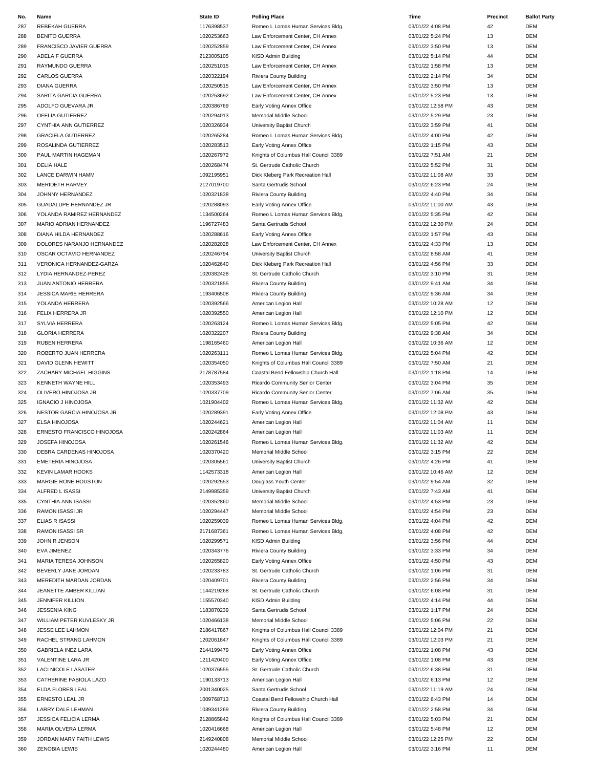| No. | Name | State ID | Polling Place | Time | Precinct | Ballot Party |
|---|---|---|---|---|---|---|
| 287 | REBEKAH GUERRA | 1176398537 | Romeo L Lomas Human Services Bldg. | 03/01/22 4:08 PM | 42 | DEM |
| 288 | BENITO GUERRA | 1020253663 | Law Enforcement Center, CH Annex | 03/01/22 5:24 PM | 13 | DEM |
| 289 | FRANCISCO JAVIER GUERRA | 1020252859 | Law Enforcement Center, CH Annex | 03/01/22 3:50 PM | 13 | DEM |
| 290 | ADELA F GUERRA | 2123005105 | KISD Admin Building | 03/01/22 5:14 PM | 44 | DEM |
| 291 | RAYMUNDO GUERRA | 1020251015 | Law Enforcement Center, CH Annex | 03/01/22 1:58 PM | 13 | DEM |
| 292 | CARLOS GUERRA | 1020322194 | Riviera County Building | 03/01/22 2:14 PM | 34 | DEM |
| 293 | DIANA GUERRA | 1020250515 | Law Enforcement Center, CH Annex | 03/01/22 3:50 PM | 13 | DEM |
| 294 | SARITA GARCIA GUERRA | 1020253692 | Law Enforcement Center, CH Annex | 03/01/22 5:23 PM | 13 | DEM |
| 295 | ADOLFO GUEVARA JR | 1020386769 | Early Voting Annex Office | 03/01/22 12:58 PM | 43 | DEM |
| 296 | OFELIA GUTIERREZ | 1020294013 | Memorial Middle School | 03/01/22 5:29 PM | 23 | DEM |
| 297 | CYNTHIA ANN GUTIERREZ | 1020326934 | University Baptist Church | 03/01/22 3:59 PM | 41 | DEM |
| 298 | GRACIELA GUTIERREZ | 1020265284 | Romeo L Lomas Human Services Bldg. | 03/01/22 4:00 PM | 42 | DEM |
| 299 | ROSALINDA GUTIERREZ | 1020283513 | Early Voting Annex Office | 03/01/22 1:15 PM | 43 | DEM |
| 300 | PAUL MARTIN HAGEMAN | 1020267972 | Knights of Columbus Hall Council 3389 | 03/01/22 7:51 AM | 21 | DEM |
| 301 | DELIA HALE | 1020268474 | St. Gertrude Catholic Church | 03/01/22 5:52 PM | 31 | DEM |
| 302 | LANCE DARWIN HAMM | 1092195951 | Dick Kleberg Park Recreation Hall | 03/01/22 11:08 AM | 33 | DEM |
| 303 | MERIDETH HARVEY | 2127019700 | Santa Gertrudis School | 03/01/22 6:23 PM | 24 | DEM |
| 304 | JOHNNY HERNANDEZ | 1020321838 | Riviera County Building | 03/01/22 4:40 PM | 34 | DEM |
| 305 | GUADALUPE HERNANDEZ JR | 1020288093 | Early Voting Annex Office | 03/01/22 11:00 AM | 43 | DEM |
| 306 | YOLANDA RAMIREZ HERNANDEZ | 1134500264 | Romeo L Lomas Human Services Bldg. | 03/01/22 5:35 PM | 42 | DEM |
| 307 | MARIO ADRIAN HERNANDEZ | 1196727483 | Santa Gertrudis School | 03/01/22 12:30 PM | 24 | DEM |
| 308 | DIANA HILDA HERNANDEZ | 1020288616 | Early Voting Annex Office | 03/01/22 1:57 PM | 43 | DEM |
| 309 | DOLORES NARANJO HERNANDEZ | 1020282028 | Law Enforcement Center, CH Annex | 03/01/22 4:33 PM | 13 | DEM |
| 310 | OSCAR OCTAVIO HERNANDEZ | 1020246794 | University Baptist Church | 03/01/22 8:58 AM | 41 | DEM |
| 311 | VERONICA HERNANDEZ-GARZA | 1020462640 | Dick Kleberg Park Recreation Hall | 03/01/22 4:56 PM | 33 | DEM |
| 312 | LYDIA HERNANDEZ-PEREZ | 1020382428 | St. Gertrude Catholic Church | 03/01/22 3:10 PM | 31 | DEM |
| 313 | JUAN ANTONIO HERRERA | 1020321855 | Riviera County Building | 03/01/22 9:41 AM | 34 | DEM |
| 314 | JESSICA MARIE HERRERA | 1193406508 | Riviera County Building | 03/01/22 9:36 AM | 34 | DEM |
| 315 | YOLANDA HERRERA | 1020392566 | American Legion Hall | 03/01/22 10:28 AM | 12 | DEM |
| 316 | FELIX HERRERA JR | 1020392550 | American Legion Hall | 03/01/22 12:10 PM | 12 | DEM |
| 317 | SYLVIA HERRERA | 1020263124 | Romeo L Lomas Human Services Bldg. | 03/01/22 5:05 PM | 42 | DEM |
| 318 | GLORIA HERRERA | 1020322207 | Riviera County Building | 03/01/22 9:38 AM | 34 | DEM |
| 319 | RUBEN HERRERA | 1198165460 | American Legion Hall | 03/01/22 10:36 AM | 12 | DEM |
| 320 | ROBERTO JUAN HERRERA | 1020263111 | Romeo L Lomas Human Services Bldg. | 03/01/22 5:04 PM | 42 | DEM |
| 321 | DAVID GLENN HEWITT | 1020354050 | Knights of Columbus Hall Council 3389 | 03/01/22 7:50 AM | 21 | DEM |
| 322 | ZACHARY MICHAEL HIGGINS | 2178787584 | Coastal Bend Fellowship Church Hall | 03/01/22 1:18 PM | 14 | DEM |
| 323 | KENNETH WAYNE HILL | 1020353493 | Ricardo Community Senior Center | 03/01/22 3:04 PM | 35 | DEM |
| 324 | OLIVERO HINOJOSA JR | 1020337709 | Ricardo Community Senior Center | 03/01/22 7:06 AM | 35 | DEM |
| 325 | IGNACIO J HINOJOSA | 1021904402 | Romeo L Lomas Human Services Bldg. | 03/01/22 11:32 AM | 42 | DEM |
| 326 | NESTOR GARCIA HINOJOSA JR | 1020289391 | Early Voting Annex Office | 03/01/22 12:08 PM | 43 | DEM |
| 327 | ELSA HINOJOSA | 1020244621 | American Legion Hall | 03/01/22 11:04 AM | 11 | DEM |
| 328 | ERNESTO FRANCISCO HINOJOSA | 1020242864 | American Legion Hall | 03/01/22 11:03 AM | 11 | DEM |
| 329 | JOSEFA HINOJOSA | 1020261546 | Romeo L Lomas Human Services Bldg. | 03/01/22 11:32 AM | 42 | DEM |
| 330 | DEBRA CARDENAS HINOJOSA | 1020370420 | Memorial Middle School | 03/01/22 3:15 PM | 22 | DEM |
| 331 | EMETERIA HINOJOSA | 1020305561 | University Baptist Church | 03/01/22 4:26 PM | 41 | DEM |
| 332 | KEVIN LAMAR HOOKS | 1142573318 | American Legion Hall | 03/01/22 10:46 AM | 12 | DEM |
| 333 | MARGIE RONE HOUSTON | 1020292553 | Douglass Youth Center | 03/01/22 9:54 AM | 32 | DEM |
| 334 | ALFRED L ISASSI | 2149985359 | University Baptist Church | 03/01/22 7:43 AM | 41 | DEM |
| 335 | CYNTHIA ANN ISASSI | 1020352860 | Memorial Middle School | 03/01/22 4:53 PM | 23 | DEM |
| 336 | RAMON ISASSI JR | 1020294447 | Memorial Middle School | 03/01/22 4:54 PM | 23 | DEM |
| 337 | ELIAS R ISASSI | 1020259039 | Romeo L Lomas Human Services Bldg. | 03/01/22 4:04 PM | 42 | DEM |
| 338 | RAMON ISASSI SR | 2171687361 | Romeo L Lomas Human Services Bldg. | 03/01/22 4:08 PM | 42 | DEM |
| 339 | JOHN R JENSON | 1020299571 | KISD Admin Building | 03/01/22 3:56 PM | 44 | DEM |
| 340 | EVA JIMENEZ | 1020343776 | Riviera County Building | 03/01/22 3:33 PM | 34 | DEM |
| 341 | MARIA TERESA JOHNSON | 1020265820 | Early Voting Annex Office | 03/01/22 4:50 PM | 43 | DEM |
| 342 | BEVERLY JANE JORDAN | 1020233783 | St. Gertrude Catholic Church | 03/01/22 1:06 PM | 31 | DEM |
| 343 | MEREDITH MARDAN JORDAN | 1020409701 | Riviera County Building | 03/01/22 2:56 PM | 34 | DEM |
| 344 | JEANETTE AMBER KILLIAN | 1144219268 | St. Gertrude Catholic Church | 03/01/22 6:08 PM | 31 | DEM |
| 345 | JENNIFER KILLION | 1155570340 | KISD Admin Building | 03/01/22 4:14 PM | 44 | DEM |
| 346 | JESSENIA KING | 1183870239 | Santa Gertrudis School | 03/01/22 1:17 PM | 24 | DEM |
| 347 | WILLIAM PETER KUVLESKY JR | 1020466138 | Memorial Middle School | 03/01/22 5:06 PM | 22 | DEM |
| 348 | JESSE LEE LAHMON | 2186417867 | Knights of Columbus Hall Council 3389 | 03/01/22 12:04 PM | 21 | DEM |
| 349 | RACHEL STRANG LAHMON | 1202061847 | Knights of Columbus Hall Council 3389 | 03/01/22 12:03 PM | 21 | DEM |
| 350 | GABRIELA INEZ LARA | 2144199479 | Early Voting Annex Office | 03/01/22 1:08 PM | 43 | DEM |
| 351 | VALENTINE LARA JR | 1211420400 | Early Voting Annex Office | 03/01/22 1:08 PM | 43 | DEM |
| 352 | LACI NICOLE LASATER | 1020376555 | St. Gertrude Catholic Church | 03/01/22 6:38 PM | 31 | DEM |
| 353 | CATHERINE FABIOLA LAZO | 1190133713 | American Legion Hall | 03/01/22 6:13 PM | 12 | DEM |
| 354 | ELDA FLORES LEAL | 2001340025 | Santa Gertrudis School | 03/01/22 11:19 AM | 24 | DEM |
| 355 | ERNESTO LEAL JR | 1009768713 | Coastal Bend Fellowship Church Hall | 03/01/22 6:43 PM | 14 | DEM |
| 356 | LARRY DALE LEHMAN | 1039341269 | Riviera County Building | 03/01/22 2:58 PM | 34 | DEM |
| 357 | JESSICA FELICIA LERMA | 2128865842 | Knights of Columbus Hall Council 3389 | 03/01/22 5:03 PM | 21 | DEM |
| 358 | MARIA OLVERA LERMA | 1020416668 | American Legion Hall | 03/01/22 5:48 PM | 12 | DEM |
| 359 | JORDAN MARY FAITH LEWIS | 2149240808 | Memorial Middle School | 03/01/22 12:25 PM | 22 | DEM |
| 360 | ZENOBIA LEWIS | 1020244480 | American Legion Hall | 03/01/22 3:16 PM | 11 | DEM |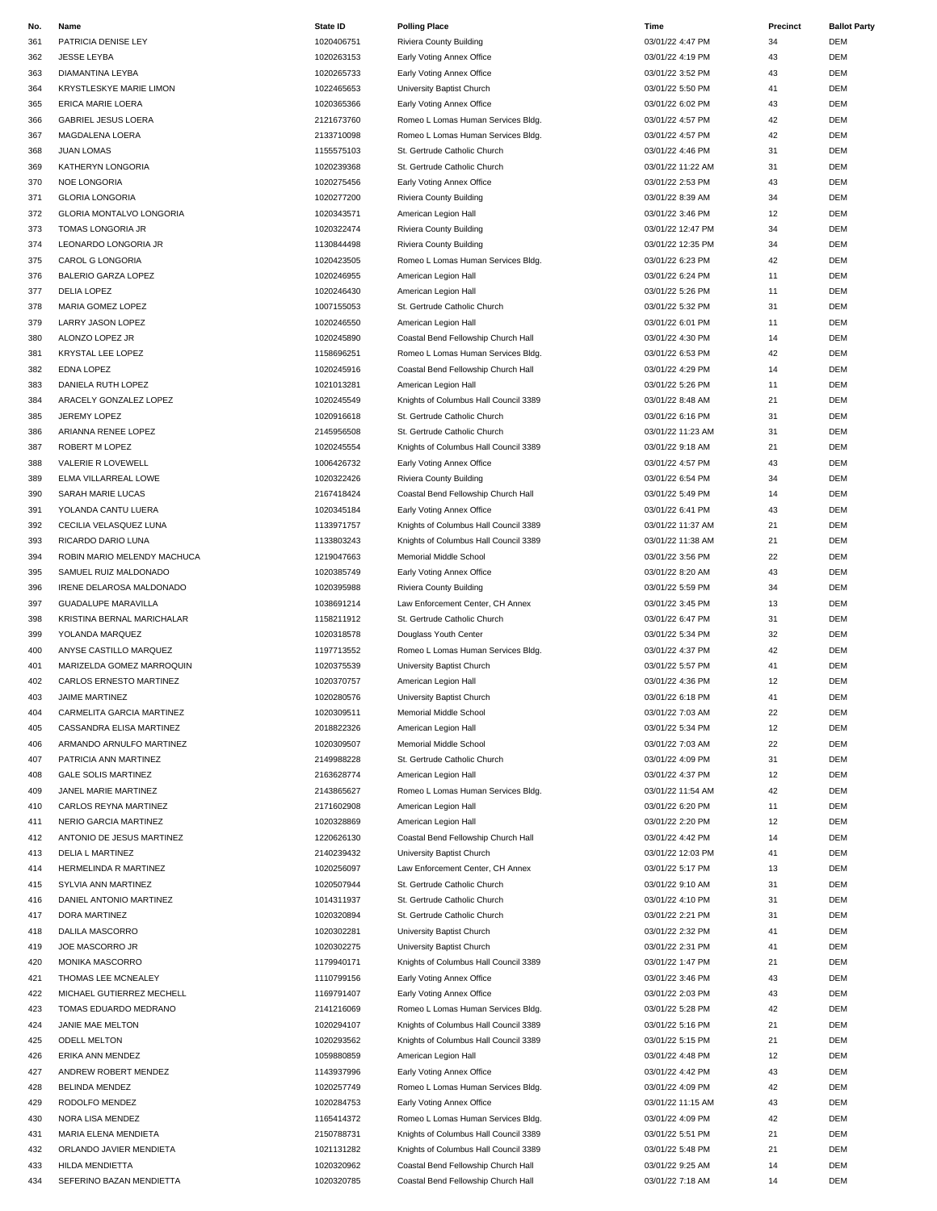| No. | Name | State ID | Polling Place | Time | Precinct | Ballot Party |
|---|---|---|---|---|---|---|
| 361 | PATRICIA DENISE LEY | 1020406751 | Riviera County Building | 03/01/22 4:47 PM | 34 | DEM |
| 362 | JESSE LEYBA | 1020263153 | Early Voting Annex Office | 03/01/22 4:19 PM | 43 | DEM |
| 363 | DIAMANTINA LEYBA | 1020265733 | Early Voting Annex Office | 03/01/22 3:52 PM | 43 | DEM |
| 364 | KRYSTLESKYE MARIE LIMON | 1022465653 | University Baptist Church | 03/01/22 5:50 PM | 41 | DEM |
| 365 | ERICA MARIE LOERA | 1020365366 | Early Voting Annex Office | 03/01/22 6:02 PM | 43 | DEM |
| 366 | GABRIEL JESUS LOERA | 2121673760 | Romeo L Lomas Human Services Bldg. | 03/01/22 4:57 PM | 42 | DEM |
| 367 | MAGDALENA LOERA | 2133710098 | Romeo L Lomas Human Services Bldg. | 03/01/22 4:57 PM | 42 | DEM |
| 368 | JUAN LOMAS | 1155575103 | St. Gertrude Catholic Church | 03/01/22 4:46 PM | 31 | DEM |
| 369 | KATHERYN LONGORIA | 1020239368 | St. Gertrude Catholic Church | 03/01/22 11:22 AM | 31 | DEM |
| 370 | NOE LONGORIA | 1020275456 | Early Voting Annex Office | 03/01/22 2:53 PM | 43 | DEM |
| 371 | GLORIA LONGORIA | 1020277200 | Riviera County Building | 03/01/22 8:39 AM | 34 | DEM |
| 372 | GLORIA MONTALVO LONGORIA | 1020343571 | American Legion Hall | 03/01/22 3:46 PM | 12 | DEM |
| 373 | TOMAS LONGORIA JR | 1020322474 | Riviera County Building | 03/01/22 12:47 PM | 34 | DEM |
| 374 | LEONARDO LONGORIA JR | 1130844498 | Riviera County Building | 03/01/22 12:35 PM | 34 | DEM |
| 375 | CAROL G LONGORIA | 1020423505 | Romeo L Lomas Human Services Bldg. | 03/01/22 6:23 PM | 42 | DEM |
| 376 | BALERIO GARZA LOPEZ | 1020246955 | American Legion Hall | 03/01/22 6:24 PM | 11 | DEM |
| 377 | DELIA LOPEZ | 1020246430 | American Legion Hall | 03/01/22 5:26 PM | 11 | DEM |
| 378 | MARIA GOMEZ LOPEZ | 1007155053 | St. Gertrude Catholic Church | 03/01/22 5:32 PM | 31 | DEM |
| 379 | LARRY JASON LOPEZ | 1020246550 | American Legion Hall | 03/01/22 6:01 PM | 11 | DEM |
| 380 | ALONZO LOPEZ JR | 1020245890 | Coastal Bend Fellowship Church Hall | 03/01/22 4:30 PM | 14 | DEM |
| 381 | KRYSTAL LEE LOPEZ | 1158696251 | Romeo L Lomas Human Services Bldg. | 03/01/22 6:53 PM | 42 | DEM |
| 382 | EDNA LOPEZ | 1020245916 | Coastal Bend Fellowship Church Hall | 03/01/22 4:29 PM | 14 | DEM |
| 383 | DANIELA RUTH LOPEZ | 1021013281 | American Legion Hall | 03/01/22 5:26 PM | 11 | DEM |
| 384 | ARACELY GONZALEZ LOPEZ | 1020245549 | Knights of Columbus Hall Council 3389 | 03/01/22 8:48 AM | 21 | DEM |
| 385 | JEREMY LOPEZ | 1020916618 | St. Gertrude Catholic Church | 03/01/22 6:16 PM | 31 | DEM |
| 386 | ARIANNA RENEE LOPEZ | 2145956508 | St. Gertrude Catholic Church | 03/01/22 11:23 AM | 31 | DEM |
| 387 | ROBERT M LOPEZ | 1020245554 | Knights of Columbus Hall Council 3389 | 03/01/22 9:18 AM | 21 | DEM |
| 388 | VALERIE R LOVEWELL | 1006426732 | Early Voting Annex Office | 03/01/22 4:57 PM | 43 | DEM |
| 389 | ELMA VILLARREAL LOWE | 1020322426 | Riviera County Building | 03/01/22 6:54 PM | 34 | DEM |
| 390 | SARAH MARIE LUCAS | 2167418424 | Coastal Bend Fellowship Church Hall | 03/01/22 5:49 PM | 14 | DEM |
| 391 | YOLANDA CANTU LUERA | 1020345184 | Early Voting Annex Office | 03/01/22 6:41 PM | 43 | DEM |
| 392 | CECILIA VELASQUEZ LUNA | 1133971757 | Knights of Columbus Hall Council 3389 | 03/01/22 11:37 AM | 21 | DEM |
| 393 | RICARDO DARIO LUNA | 1133803243 | Knights of Columbus Hall Council 3389 | 03/01/22 11:38 AM | 21 | DEM |
| 394 | ROBIN MARIO MELENDY MACHUCA | 1219047663 | Memorial Middle School | 03/01/22 3:56 PM | 22 | DEM |
| 395 | SAMUEL RUIZ MALDONADO | 1020385749 | Early Voting Annex Office | 03/01/22 8:20 AM | 43 | DEM |
| 396 | IRENE DELAROSA MALDONADO | 1020395988 | Riviera County Building | 03/01/22 5:59 PM | 34 | DEM |
| 397 | GUADALUPE MARAVILLA | 1038691214 | Law Enforcement Center, CH Annex | 03/01/22 3:45 PM | 13 | DEM |
| 398 | KRISTINA BERNAL MARICHALAR | 1158211912 | St. Gertrude Catholic Church | 03/01/22 6:47 PM | 31 | DEM |
| 399 | YOLANDA MARQUEZ | 1020318578 | Douglass Youth Center | 03/01/22 5:34 PM | 32 | DEM |
| 400 | ANYSE CASTILLO MARQUEZ | 1197713552 | Romeo L Lomas Human Services Bldg. | 03/01/22 4:37 PM | 42 | DEM |
| 401 | MARIZELDA GOMEZ MARROQUIN | 1020375539 | University Baptist Church | 03/01/22 5:57 PM | 41 | DEM |
| 402 | CARLOS ERNESTO MARTINEZ | 1020370757 | American Legion Hall | 03/01/22 4:36 PM | 12 | DEM |
| 403 | JAIME MARTINEZ | 1020280576 | University Baptist Church | 03/01/22 6:18 PM | 41 | DEM |
| 404 | CARMELITA GARCIA MARTINEZ | 1020309511 | Memorial Middle School | 03/01/22 7:03 AM | 22 | DEM |
| 405 | CASSANDRA ELISA MARTINEZ | 2018822326 | American Legion Hall | 03/01/22 5:34 PM | 12 | DEM |
| 406 | ARMANDO ARNULFO MARTINEZ | 1020309507 | Memorial Middle School | 03/01/22 7:03 AM | 22 | DEM |
| 407 | PATRICIA ANN MARTINEZ | 2149988228 | St. Gertrude Catholic Church | 03/01/22 4:09 PM | 31 | DEM |
| 408 | GALE SOLIS MARTINEZ | 2163628774 | American Legion Hall | 03/01/22 4:37 PM | 12 | DEM |
| 409 | JANEL MARIE MARTINEZ | 2143865627 | Romeo L Lomas Human Services Bldg. | 03/01/22 11:54 AM | 42 | DEM |
| 410 | CARLOS REYNA MARTINEZ | 2171602908 | American Legion Hall | 03/01/22 6:20 PM | 11 | DEM |
| 411 | NERIO GARCIA MARTINEZ | 1020328869 | American Legion Hall | 03/01/22 2:20 PM | 12 | DEM |
| 412 | ANTONIO DE JESUS MARTINEZ | 1220626130 | Coastal Bend Fellowship Church Hall | 03/01/22 4:42 PM | 14 | DEM |
| 413 | DELIA L MARTINEZ | 2140239432 | University Baptist Church | 03/01/22 12:03 PM | 41 | DEM |
| 414 | HERMELINDA R MARTINEZ | 1020256097 | Law Enforcement Center, CH Annex | 03/01/22 5:17 PM | 13 | DEM |
| 415 | SYLVIA ANN MARTINEZ | 1020507944 | St. Gertrude Catholic Church | 03/01/22 9:10 AM | 31 | DEM |
| 416 | DANIEL ANTONIO MARTINEZ | 1014311937 | St. Gertrude Catholic Church | 03/01/22 4:10 PM | 31 | DEM |
| 417 | DORA MARTINEZ | 1020320894 | St. Gertrude Catholic Church | 03/01/22 2:21 PM | 31 | DEM |
| 418 | DALILA MASCORRO | 1020302281 | University Baptist Church | 03/01/22 2:32 PM | 41 | DEM |
| 419 | JOE MASCORRO JR | 1020302275 | University Baptist Church | 03/01/22 2:31 PM | 41 | DEM |
| 420 | MONIKA MASCORRO | 1179940171 | Knights of Columbus Hall Council 3389 | 03/01/22 1:47 PM | 21 | DEM |
| 421 | THOMAS LEE MCNEALEY | 1110799156 | Early Voting Annex Office | 03/01/22 3:46 PM | 43 | DEM |
| 422 | MICHAEL GUTIERREZ MECHELL | 1169791407 | Early Voting Annex Office | 03/01/22 2:03 PM | 43 | DEM |
| 423 | TOMAS EDUARDO MEDRANO | 2141216069 | Romeo L Lomas Human Services Bldg. | 03/01/22 5:28 PM | 42 | DEM |
| 424 | JANIE MAE MELTON | 1020294107 | Knights of Columbus Hall Council 3389 | 03/01/22 5:16 PM | 21 | DEM |
| 425 | ODELL MELTON | 1020293562 | Knights of Columbus Hall Council 3389 | 03/01/22 5:15 PM | 21 | DEM |
| 426 | ERIKA ANN MENDEZ | 1059880859 | American Legion Hall | 03/01/22 4:48 PM | 12 | DEM |
| 427 | ANDREW ROBERT MENDEZ | 1143937996 | Early Voting Annex Office | 03/01/22 4:42 PM | 43 | DEM |
| 428 | BELINDA MENDEZ | 1020257749 | Romeo L Lomas Human Services Bldg. | 03/01/22 4:09 PM | 42 | DEM |
| 429 | RODOLFO MENDEZ | 1020284753 | Early Voting Annex Office | 03/01/22 11:15 AM | 43 | DEM |
| 430 | NORA LISA MENDEZ | 1165414372 | Romeo L Lomas Human Services Bldg. | 03/01/22 4:09 PM | 42 | DEM |
| 431 | MARIA ELENA MENDIETA | 2150788731 | Knights of Columbus Hall Council 3389 | 03/01/22 5:51 PM | 21 | DEM |
| 432 | ORLANDO JAVIER MENDIETA | 1021131282 | Knights of Columbus Hall Council 3389 | 03/01/22 5:48 PM | 21 | DEM |
| 433 | HILDA MENDIETTA | 1020320962 | Coastal Bend Fellowship Church Hall | 03/01/22 9:25 AM | 14 | DEM |
| 434 | SEFERINO BAZAN MENDIETTA | 1020320785 | Coastal Bend Fellowship Church Hall | 03/01/22 7:18 AM | 14 | DEM |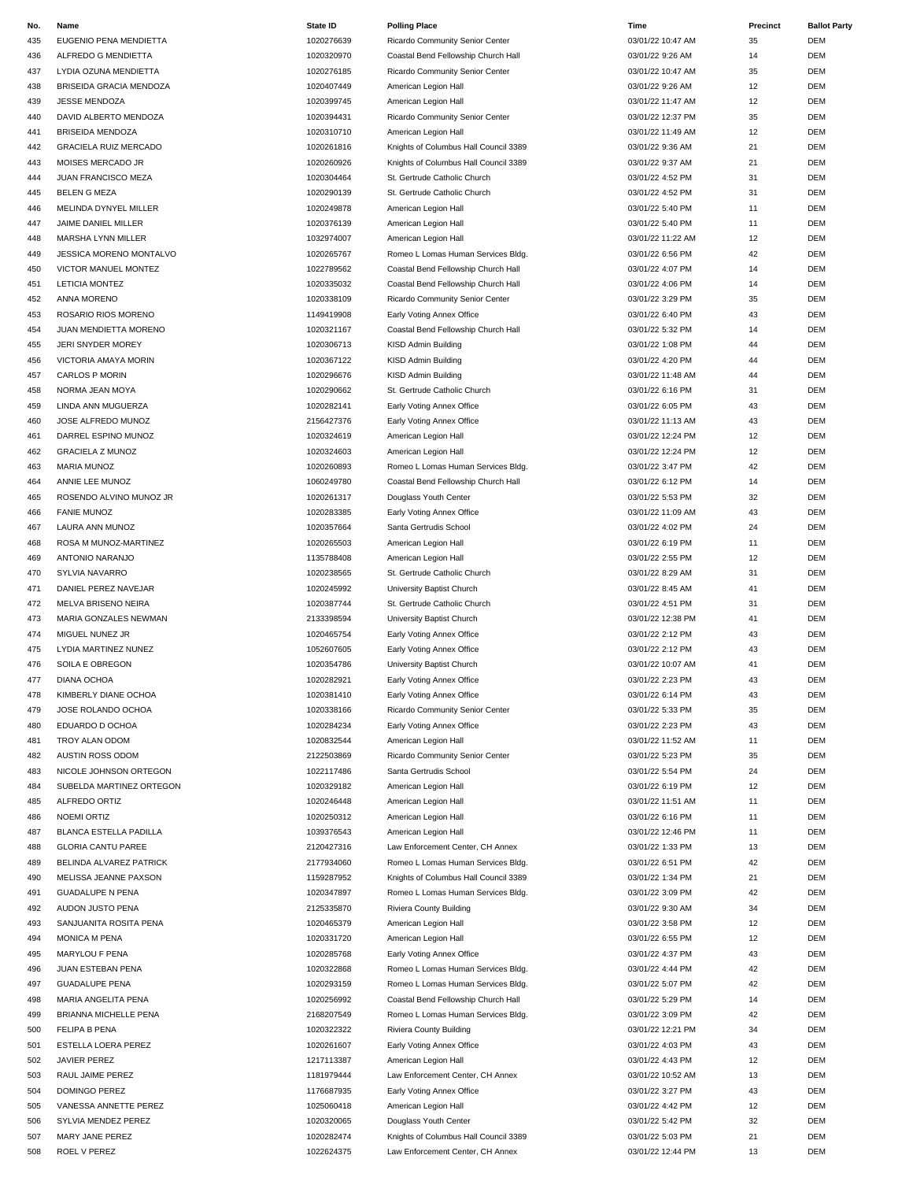| No. | Name | State ID | Polling Place | Time | Precinct | Ballot Party |
|---|---|---|---|---|---|---|
| 435 | EUGENIO PENA MENDIETTA | 1020276639 | Ricardo Community Senior Center | 03/01/22 10:47 AM | 35 | DEM |
| 436 | ALFREDO G MENDIETTA | 1020320970 | Coastal Bend Fellowship Church Hall | 03/01/22 9:26 AM | 14 | DEM |
| 437 | LYDIA OZUNA MENDIETTA | 1020276185 | Ricardo Community Senior Center | 03/01/22 10:47 AM | 35 | DEM |
| 438 | BRISEIDA GRACIA MENDOZA | 1020407449 | American Legion Hall | 03/01/22 9:26 AM | 12 | DEM |
| 439 | JESSE MENDOZA | 1020399745 | American Legion Hall | 03/01/22 11:47 AM | 12 | DEM |
| 440 | DAVID ALBERTO MENDOZA | 1020394431 | Ricardo Community Senior Center | 03/01/22 12:37 PM | 35 | DEM |
| 441 | BRISEIDA MENDOZA | 1020310710 | American Legion Hall | 03/01/22 11:49 AM | 12 | DEM |
| 442 | GRACIELA RUIZ MERCADO | 1020261816 | Knights of Columbus Hall Council 3389 | 03/01/22 9:36 AM | 21 | DEM |
| 443 | MOISES MERCADO JR | 1020260926 | Knights of Columbus Hall Council 3389 | 03/01/22 9:37 AM | 21 | DEM |
| 444 | JUAN FRANCISCO MEZA | 1020304464 | St. Gertrude Catholic Church | 03/01/22 4:52 PM | 31 | DEM |
| 445 | BELEN G MEZA | 1020290139 | St. Gertrude Catholic Church | 03/01/22 4:52 PM | 31 | DEM |
| 446 | MELINDA DYNYEL MILLER | 1020249878 | American Legion Hall | 03/01/22 5:40 PM | 11 | DEM |
| 447 | JAIME DANIEL MILLER | 1020376139 | American Legion Hall | 03/01/22 5:40 PM | 11 | DEM |
| 448 | MARSHA LYNN MILLER | 1032974007 | American Legion Hall | 03/01/22 11:22 AM | 12 | DEM |
| 449 | JESSICA MORENO MONTALVO | 1020265767 | Romeo L Lomas Human Services Bldg. | 03/01/22 6:56 PM | 42 | DEM |
| 450 | VICTOR MANUEL MONTEZ | 1022789562 | Coastal Bend Fellowship Church Hall | 03/01/22 4:07 PM | 14 | DEM |
| 451 | LETICIA MONTEZ | 1020335032 | Coastal Bend Fellowship Church Hall | 03/01/22 4:06 PM | 14 | DEM |
| 452 | ANNA MORENO | 1020338109 | Ricardo Community Senior Center | 03/01/22 3:29 PM | 35 | DEM |
| 453 | ROSARIO RIOS MORENO | 1149419908 | Early Voting Annex Office | 03/01/22 6:40 PM | 43 | DEM |
| 454 | JUAN MENDIETTA MORENO | 1020321167 | Coastal Bend Fellowship Church Hall | 03/01/22 5:32 PM | 14 | DEM |
| 455 | JERI SNYDER MOREY | 1020306713 | KISD Admin Building | 03/01/22 1:08 PM | 44 | DEM |
| 456 | VICTORIA AMAYA MORIN | 1020367122 | KISD Admin Building | 03/01/22 4:20 PM | 44 | DEM |
| 457 | CARLOS P MORIN | 1020296676 | KISD Admin Building | 03/01/22 11:48 AM | 44 | DEM |
| 458 | NORMA JEAN MOYA | 1020290662 | St. Gertrude Catholic Church | 03/01/22 6:16 PM | 31 | DEM |
| 459 | LINDA ANN MUGUERZA | 1020282141 | Early Voting Annex Office | 03/01/22 6:05 PM | 43 | DEM |
| 460 | JOSE ALFREDO MUNOZ | 2156427376 | Early Voting Annex Office | 03/01/22 11:13 AM | 43 | DEM |
| 461 | DARREL ESPINO MUNOZ | 1020324619 | American Legion Hall | 03/01/22 12:24 PM | 12 | DEM |
| 462 | GRACIELA Z MUNOZ | 1020324603 | American Legion Hall | 03/01/22 12:24 PM | 12 | DEM |
| 463 | MARIA MUNOZ | 1020260893 | Romeo L Lomas Human Services Bldg. | 03/01/22 3:47 PM | 42 | DEM |
| 464 | ANNIE LEE MUNOZ | 1060249780 | Coastal Bend Fellowship Church Hall | 03/01/22 6:12 PM | 14 | DEM |
| 465 | ROSENDO ALVINO MUNOZ JR | 1020261317 | Douglass Youth Center | 03/01/22 5:53 PM | 32 | DEM |
| 466 | FANIE MUNOZ | 1020283385 | Early Voting Annex Office | 03/01/22 11:09 AM | 43 | DEM |
| 467 | LAURA ANN MUNOZ | 1020357664 | Santa Gertrudis School | 03/01/22 4:02 PM | 24 | DEM |
| 468 | ROSA M MUNOZ-MARTINEZ | 1020265503 | American Legion Hall | 03/01/22 6:19 PM | 11 | DEM |
| 469 | ANTONIO NARANJO | 1135788408 | American Legion Hall | 03/01/22 2:55 PM | 12 | DEM |
| 470 | SYLVIA NAVARRO | 1020238565 | St. Gertrude Catholic Church | 03/01/22 8:29 AM | 31 | DEM |
| 471 | DANIEL PEREZ NAVEJAR | 1020245992 | University Baptist Church | 03/01/22 8:45 AM | 41 | DEM |
| 472 | MELVA BRISENO NEIRA | 1020387744 | St. Gertrude Catholic Church | 03/01/22 4:51 PM | 31 | DEM |
| 473 | MARIA GONZALES NEWMAN | 2133398594 | University Baptist Church | 03/01/22 12:38 PM | 41 | DEM |
| 474 | MIGUEL NUNEZ JR | 1020465754 | Early Voting Annex Office | 03/01/22 2:12 PM | 43 | DEM |
| 475 | LYDIA MARTINEZ NUNEZ | 1052607605 | Early Voting Annex Office | 03/01/22 2:12 PM | 43 | DEM |
| 476 | SOILA E OBREGON | 1020354786 | University Baptist Church | 03/01/22 10:07 AM | 41 | DEM |
| 477 | DIANA OCHOA | 1020282921 | Early Voting Annex Office | 03/01/22 2:23 PM | 43 | DEM |
| 478 | KIMBERLY DIANE OCHOA | 1020381410 | Early Voting Annex Office | 03/01/22 6:14 PM | 43 | DEM |
| 479 | JOSE ROLANDO OCHOA | 1020338166 | Ricardo Community Senior Center | 03/01/22 5:33 PM | 35 | DEM |
| 480 | EDUARDO D OCHOA | 1020284234 | Early Voting Annex Office | 03/01/22 2:23 PM | 43 | DEM |
| 481 | TROY ALAN ODOM | 1020832544 | American Legion Hall | 03/01/22 11:52 AM | 11 | DEM |
| 482 | AUSTIN ROSS ODOM | 2122503869 | Ricardo Community Senior Center | 03/01/22 5:23 PM | 35 | DEM |
| 483 | NICOLE JOHNSON ORTEGON | 1022117486 | Santa Gertrudis School | 03/01/22 5:54 PM | 24 | DEM |
| 484 | SUBELDA MARTINEZ ORTEGON | 1020329182 | American Legion Hall | 03/01/22 6:19 PM | 12 | DEM |
| 485 | ALFREDO ORTIZ | 1020246448 | American Legion Hall | 03/01/22 11:51 AM | 11 | DEM |
| 486 | NOEMI ORTIZ | 1020250312 | American Legion Hall | 03/01/22 6:16 PM | 11 | DEM |
| 487 | BLANCA ESTELLA PADILLA | 1039376543 | American Legion Hall | 03/01/22 12:46 PM | 11 | DEM |
| 488 | GLORIA CANTU PAREE | 2120427316 | Law Enforcement Center, CH Annex | 03/01/22 1:33 PM | 13 | DEM |
| 489 | BELINDA ALVAREZ PATRICK | 2177934060 | Romeo L Lomas Human Services Bldg. | 03/01/22 6:51 PM | 42 | DEM |
| 490 | MELISSA JEANNE PAXSON | 1159287952 | Knights of Columbus Hall Council 3389 | 03/01/22 1:34 PM | 21 | DEM |
| 491 | GUADALUPE N PENA | 1020347897 | Romeo L Lomas Human Services Bldg. | 03/01/22 3:09 PM | 42 | DEM |
| 492 | AUDON JUSTO PENA | 2125335870 | Riviera County Building | 03/01/22 9:30 AM | 34 | DEM |
| 493 | SANJUANITA ROSITA PENA | 1020465379 | American Legion Hall | 03/01/22 3:58 PM | 12 | DEM |
| 494 | MONICA M PENA | 1020331720 | American Legion Hall | 03/01/22 6:55 PM | 12 | DEM |
| 495 | MARYLOU F PENA | 1020285768 | Early Voting Annex Office | 03/01/22 4:37 PM | 43 | DEM |
| 496 | JUAN ESTEBAN PENA | 1020322868 | Romeo L Lomas Human Services Bldg. | 03/01/22 4:44 PM | 42 | DEM |
| 497 | GUADALUPE PENA | 1020293159 | Romeo L Lomas Human Services Bldg. | 03/01/22 5:07 PM | 42 | DEM |
| 498 | MARIA ANGELITA PENA | 1020256992 | Coastal Bend Fellowship Church Hall | 03/01/22 5:29 PM | 14 | DEM |
| 499 | BRIANNA MICHELLE PENA | 2168207549 | Romeo L Lomas Human Services Bldg. | 03/01/22 3:09 PM | 42 | DEM |
| 500 | FELIPA B PENA | 1020322322 | Riviera County Building | 03/01/22 12:21 PM | 34 | DEM |
| 501 | ESTELLA LOERA PEREZ | 1020261607 | Early Voting Annex Office | 03/01/22 4:03 PM | 43 | DEM |
| 502 | JAVIER PEREZ | 1217113387 | American Legion Hall | 03/01/22 4:43 PM | 12 | DEM |
| 503 | RAUL JAIME PEREZ | 1181979444 | Law Enforcement Center, CH Annex | 03/01/22 10:52 AM | 13 | DEM |
| 504 | DOMINGO PEREZ | 1176687935 | Early Voting Annex Office | 03/01/22 3:27 PM | 43 | DEM |
| 505 | VANESSA ANNETTE PEREZ | 1025060418 | American Legion Hall | 03/01/22 4:42 PM | 12 | DEM |
| 506 | SYLVIA MENDEZ PEREZ | 1020320065 | Douglass Youth Center | 03/01/22 5:42 PM | 32 | DEM |
| 507 | MARY JANE PEREZ | 1020282474 | Knights of Columbus Hall Council 3389 | 03/01/22 5:03 PM | 21 | DEM |
| 508 | ROEL V PEREZ | 1022624375 | Law Enforcement Center, CH Annex | 03/01/22 12:44 PM | 13 | DEM |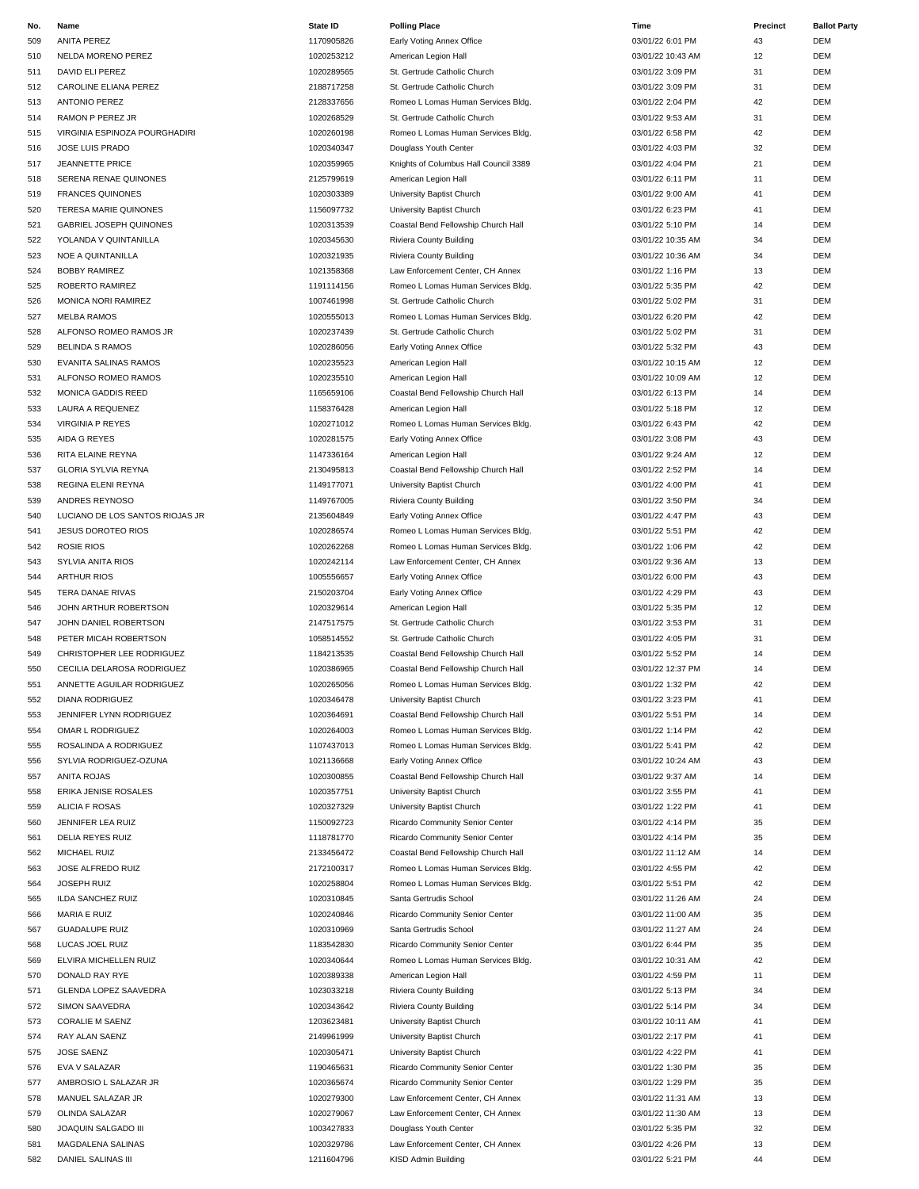| No. | Name | State ID | Polling Place | Time | Precinct | Ballot Party |
|---|---|---|---|---|---|---|
| 509 | ANITA PEREZ | 1170905826 | Early Voting Annex Office | 03/01/22 6:01 PM | 43 | DEM |
| 510 | NELDA MORENO PEREZ | 1020253212 | American Legion Hall | 03/01/22 10:43 AM | 12 | DEM |
| 511 | DAVID ELI PEREZ | 1020289565 | St. Gertrude Catholic Church | 03/01/22 3:09 PM | 31 | DEM |
| 512 | CAROLINE ELIANA PEREZ | 2188717258 | St. Gertrude Catholic Church | 03/01/22 3:09 PM | 31 | DEM |
| 513 | ANTONIO PEREZ | 2128337656 | Romeo L Lomas Human Services Bldg. | 03/01/22 2:04 PM | 42 | DEM |
| 514 | RAMON P PEREZ JR | 1020268529 | St. Gertrude Catholic Church | 03/01/22 9:53 AM | 31 | DEM |
| 515 | VIRGINIA ESPINOZA POURGHADIRI | 1020260198 | Romeo L Lomas Human Services Bldg. | 03/01/22 6:58 PM | 42 | DEM |
| 516 | JOSE LUIS PRADO | 1020340347 | Douglass Youth Center | 03/01/22 4:03 PM | 32 | DEM |
| 517 | JEANNETTE PRICE | 1020359965 | Knights of Columbus Hall Council 3389 | 03/01/22 4:04 PM | 21 | DEM |
| 518 | SERENA RENAE QUINONES | 2125799619 | American Legion Hall | 03/01/22 6:11 PM | 11 | DEM |
| 519 | FRANCES QUINONES | 1020303389 | University Baptist Church | 03/01/22 9:00 AM | 41 | DEM |
| 520 | TERESA MARIE QUINONES | 1156097732 | University Baptist Church | 03/01/22 6:23 PM | 41 | DEM |
| 521 | GABRIEL JOSEPH QUINONES | 1020313539 | Coastal Bend Fellowship Church Hall | 03/01/22 5:10 PM | 14 | DEM |
| 522 | YOLANDA V QUINTANILLA | 1020345630 | Riviera County Building | 03/01/22 10:35 AM | 34 | DEM |
| 523 | NOE A QUINTANILLA | 1020321935 | Riviera County Building | 03/01/22 10:36 AM | 34 | DEM |
| 524 | BOBBY RAMIREZ | 1021358368 | Law Enforcement Center, CH Annex | 03/01/22 1:16 PM | 13 | DEM |
| 525 | ROBERTO RAMIREZ | 1191114156 | Romeo L Lomas Human Services Bldg. | 03/01/22 5:35 PM | 42 | DEM |
| 526 | MONICA NORI RAMIREZ | 1007461998 | St. Gertrude Catholic Church | 03/01/22 5:02 PM | 31 | DEM |
| 527 | MELBA RAMOS | 1020555013 | Romeo L Lomas Human Services Bldg. | 03/01/22 6:20 PM | 42 | DEM |
| 528 | ALFONSO ROMEO RAMOS JR | 1020237439 | St. Gertrude Catholic Church | 03/01/22 5:02 PM | 31 | DEM |
| 529 | BELINDA S RAMOS | 1020286056 | Early Voting Annex Office | 03/01/22 5:32 PM | 43 | DEM |
| 530 | EVANITA SALINAS RAMOS | 1020235523 | American Legion Hall | 03/01/22 10:15 AM | 12 | DEM |
| 531 | ALFONSO ROMEO RAMOS | 1020235510 | American Legion Hall | 03/01/22 10:09 AM | 12 | DEM |
| 532 | MONICA GADDIS REED | 1165659106 | Coastal Bend Fellowship Church Hall | 03/01/22 6:13 PM | 14 | DEM |
| 533 | LAURA A REQUENEZ | 1158376428 | American Legion Hall | 03/01/22 5:18 PM | 12 | DEM |
| 534 | VIRGINIA P REYES | 1020271012 | Romeo L Lomas Human Services Bldg. | 03/01/22 6:43 PM | 42 | DEM |
| 535 | AIDA G REYES | 1020281575 | Early Voting Annex Office | 03/01/22 3:08 PM | 43 | DEM |
| 536 | RITA ELAINE REYNA | 1147336164 | American Legion Hall | 03/01/22 9:24 AM | 12 | DEM |
| 537 | GLORIA SYLVIA REYNA | 2130495813 | Coastal Bend Fellowship Church Hall | 03/01/22 2:52 PM | 14 | DEM |
| 538 | REGINA ELENI REYNA | 1149177071 | University Baptist Church | 03/01/22 4:00 PM | 41 | DEM |
| 539 | ANDRES REYNOSO | 1149767005 | Riviera County Building | 03/01/22 3:50 PM | 34 | DEM |
| 540 | LUCIANO DE LOS SANTOS RIOJAS JR | 2135604849 | Early Voting Annex Office | 03/01/22 4:47 PM | 43 | DEM |
| 541 | JESUS DOROTEO RIOS | 1020286574 | Romeo L Lomas Human Services Bldg. | 03/01/22 5:51 PM | 42 | DEM |
| 542 | ROSIE RIOS | 1020262268 | Romeo L Lomas Human Services Bldg. | 03/01/22 1:06 PM | 42 | DEM |
| 543 | SYLVIA ANITA RIOS | 1020242114 | Law Enforcement Center, CH Annex | 03/01/22 9:36 AM | 13 | DEM |
| 544 | ARTHUR RIOS | 1005556657 | Early Voting Annex Office | 03/01/22 6:00 PM | 43 | DEM |
| 545 | TERA DANAE RIVAS | 2150203704 | Early Voting Annex Office | 03/01/22 4:29 PM | 43 | DEM |
| 546 | JOHN ARTHUR ROBERTSON | 1020329614 | American Legion Hall | 03/01/22 5:35 PM | 12 | DEM |
| 547 | JOHN DANIEL ROBERTSON | 2147517575 | St. Gertrude Catholic Church | 03/01/22 3:53 PM | 31 | DEM |
| 548 | PETER MICAH ROBERTSON | 1058514552 | St. Gertrude Catholic Church | 03/01/22 4:05 PM | 31 | DEM |
| 549 | CHRISTOPHER LEE RODRIGUEZ | 1184213535 | Coastal Bend Fellowship Church Hall | 03/01/22 5:52 PM | 14 | DEM |
| 550 | CECILIA DELAROSA RODRIGUEZ | 1020386965 | Coastal Bend Fellowship Church Hall | 03/01/22 12:37 PM | 14 | DEM |
| 551 | ANNETTE AGUILAR RODRIGUEZ | 1020265056 | Romeo L Lomas Human Services Bldg. | 03/01/22 1:32 PM | 42 | DEM |
| 552 | DIANA RODRIGUEZ | 1020346478 | University Baptist Church | 03/01/22 3:23 PM | 41 | DEM |
| 553 | JENNIFER LYNN RODRIGUEZ | 1020364691 | Coastal Bend Fellowship Church Hall | 03/01/22 5:51 PM | 14 | DEM |
| 554 | OMAR L RODRIGUEZ | 1020264003 | Romeo L Lomas Human Services Bldg. | 03/01/22 1:14 PM | 42 | DEM |
| 555 | ROSALINDA A RODRIGUEZ | 1107437013 | Romeo L Lomas Human Services Bldg. | 03/01/22 5:41 PM | 42 | DEM |
| 556 | SYLVIA RODRIGUEZ-OZUNA | 1021136668 | Early Voting Annex Office | 03/01/22 10:24 AM | 43 | DEM |
| 557 | ANITA ROJAS | 1020300855 | Coastal Bend Fellowship Church Hall | 03/01/22 9:37 AM | 14 | DEM |
| 558 | ERIKA JENISE ROSALES | 1020357751 | University Baptist Church | 03/01/22 3:55 PM | 41 | DEM |
| 559 | ALICIA F ROSAS | 1020327329 | University Baptist Church | 03/01/22 1:22 PM | 41 | DEM |
| 560 | JENNIFER LEA RUIZ | 1150092723 | Ricardo Community Senior Center | 03/01/22 4:14 PM | 35 | DEM |
| 561 | DELIA REYES RUIZ | 1118781770 | Ricardo Community Senior Center | 03/01/22 4:14 PM | 35 | DEM |
| 562 | MICHAEL RUIZ | 2133456472 | Coastal Bend Fellowship Church Hall | 03/01/22 11:12 AM | 14 | DEM |
| 563 | JOSE ALFREDO RUIZ | 2172100317 | Romeo L Lomas Human Services Bldg. | 03/01/22 4:55 PM | 42 | DEM |
| 564 | JOSEPH RUIZ | 1020258804 | Romeo L Lomas Human Services Bldg. | 03/01/22 5:51 PM | 42 | DEM |
| 565 | ILDA SANCHEZ RUIZ | 1020310845 | Santa Gertrudis School | 03/01/22 11:26 AM | 24 | DEM |
| 566 | MARIA E RUIZ | 1020240846 | Ricardo Community Senior Center | 03/01/22 11:00 AM | 35 | DEM |
| 567 | GUADALUPE RUIZ | 1020310969 | Santa Gertrudis School | 03/01/22 11:27 AM | 24 | DEM |
| 568 | LUCAS JOEL RUIZ | 1183542830 | Ricardo Community Senior Center | 03/01/22 6:44 PM | 35 | DEM |
| 569 | ELVIRA MICHELLEN RUIZ | 1020340644 | Romeo L Lomas Human Services Bldg. | 03/01/22 10:31 AM | 42 | DEM |
| 570 | DONALD RAY RYE | 1020389338 | American Legion Hall | 03/01/22 4:59 PM | 11 | DEM |
| 571 | GLENDA LOPEZ SAAVEDRA | 1023033218 | Riviera County Building | 03/01/22 5:13 PM | 34 | DEM |
| 572 | SIMON SAAVEDRA | 1020343642 | Riviera County Building | 03/01/22 5:14 PM | 34 | DEM |
| 573 | CORALIE M SAENZ | 1203623481 | University Baptist Church | 03/01/22 10:11 AM | 41 | DEM |
| 574 | RAY ALAN SAENZ | 2149961999 | University Baptist Church | 03/01/22 2:17 PM | 41 | DEM |
| 575 | JOSE SAENZ | 1020305471 | University Baptist Church | 03/01/22 4:22 PM | 41 | DEM |
| 576 | EVA V SALAZAR | 1190465631 | Ricardo Community Senior Center | 03/01/22 1:30 PM | 35 | DEM |
| 577 | AMBROSIO L SALAZAR JR | 1020365674 | Ricardo Community Senior Center | 03/01/22 1:29 PM | 35 | DEM |
| 578 | MANUEL SALAZAR JR | 1020279300 | Law Enforcement Center, CH Annex | 03/01/22 11:31 AM | 13 | DEM |
| 579 | OLINDA SALAZAR | 1020279067 | Law Enforcement Center, CH Annex | 03/01/22 11:30 AM | 13 | DEM |
| 580 | JOAQUIN SALGADO III | 1003427833 | Douglass Youth Center | 03/01/22 5:35 PM | 32 | DEM |
| 581 | MAGDALENA SALINAS | 1020329786 | Law Enforcement Center, CH Annex | 03/01/22 4:26 PM | 13 | DEM |
| 582 | DANIEL SALINAS III | 1211604796 | KISD Admin Building | 03/01/22 5:21 PM | 44 | DEM |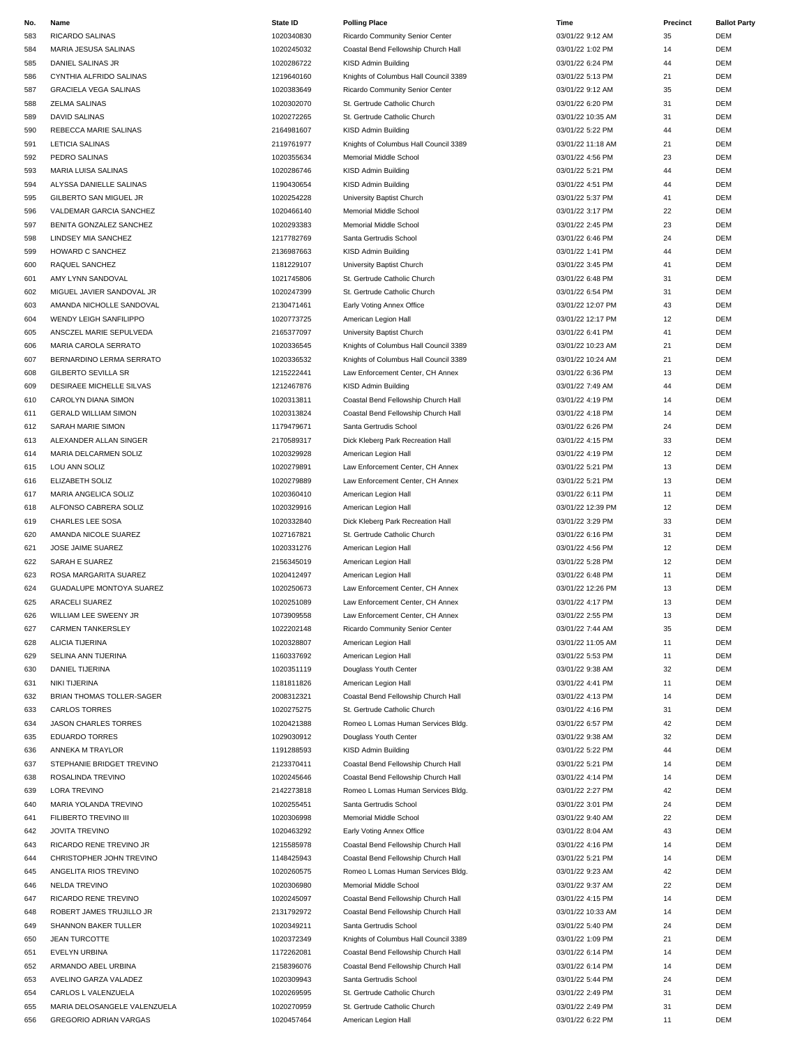| No. | Name | State ID | Polling Place | Time | Precinct | Ballot Party |
|---|---|---|---|---|---|---|
| 583 | RICARDO SALINAS | 1020340830 | Ricardo Community Senior Center | 03/01/22 9:12 AM | 35 | DEM |
| 584 | MARIA JESUSA SALINAS | 1020245032 | Coastal Bend Fellowship Church Hall | 03/01/22 1:02 PM | 14 | DEM |
| 585 | DANIEL SALINAS JR | 1020286722 | KISD Admin Building | 03/01/22 6:24 PM | 44 | DEM |
| 586 | CYNTHIA ALFRIDO SALINAS | 1219640160 | Knights of Columbus Hall Council 3389 | 03/01/22 5:13 PM | 21 | DEM |
| 587 | GRACIELA VEGA SALINAS | 1020383649 | Ricardo Community Senior Center | 03/01/22 9:12 AM | 35 | DEM |
| 588 | ZELMA SALINAS | 1020302070 | St. Gertrude Catholic Church | 03/01/22 6:20 PM | 31 | DEM |
| 589 | DAVID SALINAS | 1020272265 | St. Gertrude Catholic Church | 03/01/22 10:35 AM | 31 | DEM |
| 590 | REBECCA MARIE SALINAS | 2164981607 | KISD Admin Building | 03/01/22 5:22 PM | 44 | DEM |
| 591 | LETICIA SALINAS | 2119761977 | Knights of Columbus Hall Council 3389 | 03/01/22 11:18 AM | 21 | DEM |
| 592 | PEDRO SALINAS | 1020355634 | Memorial Middle School | 03/01/22 4:56 PM | 23 | DEM |
| 593 | MARIA LUISA SALINAS | 1020286746 | KISD Admin Building | 03/01/22 5:21 PM | 44 | DEM |
| 594 | ALYSSA DANIELLE SALINAS | 1190430654 | KISD Admin Building | 03/01/22 4:51 PM | 44 | DEM |
| 595 | GILBERTO SAN MIGUEL JR | 1020254228 | University Baptist Church | 03/01/22 5:37 PM | 41 | DEM |
| 596 | VALDEMAR GARCIA SANCHEZ | 1020466140 | Memorial Middle School | 03/01/22 3:17 PM | 22 | DEM |
| 597 | BENITA GONZALEZ SANCHEZ | 1020293383 | Memorial Middle School | 03/01/22 2:45 PM | 23 | DEM |
| 598 | LINDSEY MIA SANCHEZ | 1217782769 | Santa Gertrudis School | 03/01/22 6:46 PM | 24 | DEM |
| 599 | HOWARD C SANCHEZ | 2136987663 | KISD Admin Building | 03/01/22 1:41 PM | 44 | DEM |
| 600 | RAQUEL SANCHEZ | 1181229107 | University Baptist Church | 03/01/22 3:45 PM | 41 | DEM |
| 601 | AMY LYNN SANDOVAL | 1021745806 | St. Gertrude Catholic Church | 03/01/22 6:48 PM | 31 | DEM |
| 602 | MIGUEL JAVIER SANDOVAL JR | 1020247399 | St. Gertrude Catholic Church | 03/01/22 6:54 PM | 31 | DEM |
| 603 | AMANDA NICHOLLE SANDOVAL | 2130471461 | Early Voting Annex Office | 03/01/22 12:07 PM | 43 | DEM |
| 604 | WENDY LEIGH SANFILIPPO | 1020773725 | American Legion Hall | 03/01/22 12:17 PM | 12 | DEM |
| 605 | ANSCZEL MARIE SEPULVEDA | 2165377097 | University Baptist Church | 03/01/22 6:41 PM | 41 | DEM |
| 606 | MARIA CAROLA SERRATO | 1020336545 | Knights of Columbus Hall Council 3389 | 03/01/22 10:23 AM | 21 | DEM |
| 607 | BERNARDINO LERMA SERRATO | 1020336532 | Knights of Columbus Hall Council 3389 | 03/01/22 10:24 AM | 21 | DEM |
| 608 | GILBERTO SEVILLA SR | 1215222441 | Law Enforcement Center, CH Annex | 03/01/22 6:36 PM | 13 | DEM |
| 609 | DESIRAEE MICHELLE SILVAS | 1212467876 | KISD Admin Building | 03/01/22 7:49 AM | 44 | DEM |
| 610 | CAROLYN DIANA SIMON | 1020313811 | Coastal Bend Fellowship Church Hall | 03/01/22 4:19 PM | 14 | DEM |
| 611 | GERALD WILLIAM SIMON | 1020313824 | Coastal Bend Fellowship Church Hall | 03/01/22 4:18 PM | 14 | DEM |
| 612 | SARAH MARIE SIMON | 1179479671 | Santa Gertrudis School | 03/01/22 6:26 PM | 24 | DEM |
| 613 | ALEXANDER ALLAN SINGER | 2170589317 | Dick Kleberg Park Recreation Hall | 03/01/22 4:15 PM | 33 | DEM |
| 614 | MARIA DELCARMEN SOLIZ | 1020329928 | American Legion Hall | 03/01/22 4:19 PM | 12 | DEM |
| 615 | LOU ANN SOLIZ | 1020279891 | Law Enforcement Center, CH Annex | 03/01/22 5:21 PM | 13 | DEM |
| 616 | ELIZABETH SOLIZ | 1020279889 | Law Enforcement Center, CH Annex | 03/01/22 5:21 PM | 13 | DEM |
| 617 | MARIA ANGELICA SOLIZ | 1020360410 | American Legion Hall | 03/01/22 6:11 PM | 11 | DEM |
| 618 | ALFONSO CABRERA SOLIZ | 1020329916 | American Legion Hall | 03/01/22 12:39 PM | 12 | DEM |
| 619 | CHARLES LEE SOSA | 1020332840 | Dick Kleberg Park Recreation Hall | 03/01/22 3:29 PM | 33 | DEM |
| 620 | AMANDA NICOLE SUAREZ | 1027167821 | St. Gertrude Catholic Church | 03/01/22 6:16 PM | 31 | DEM |
| 621 | JOSE JAIME SUAREZ | 1020331276 | American Legion Hall | 03/01/22 4:56 PM | 12 | DEM |
| 622 | SARAH E SUAREZ | 2156345019 | American Legion Hall | 03/01/22 5:28 PM | 12 | DEM |
| 623 | ROSA MARGARITA SUAREZ | 1020412497 | American Legion Hall | 03/01/22 6:48 PM | 11 | DEM |
| 624 | GUADALUPE MONTOYA SUAREZ | 1020250673 | Law Enforcement Center, CH Annex | 03/01/22 12:26 PM | 13 | DEM |
| 625 | ARACELI SUAREZ | 1020251089 | Law Enforcement Center, CH Annex | 03/01/22 4:17 PM | 13 | DEM |
| 626 | WILLIAM LEE SWEENY JR | 1073909558 | Law Enforcement Center, CH Annex | 03/01/22 2:55 PM | 13 | DEM |
| 627 | CARMEN TANKERSLEY | 1022202148 | Ricardo Community Senior Center | 03/01/22 7:44 AM | 35 | DEM |
| 628 | ALICIA TIJERINA | 1020328807 | American Legion Hall | 03/01/22 11:05 AM | 11 | DEM |
| 629 | SELINA ANN TIJERINA | 1160337692 | American Legion Hall | 03/01/22 5:53 PM | 11 | DEM |
| 630 | DANIEL TIJERINA | 1020351119 | Douglass Youth Center | 03/01/22 9:38 AM | 32 | DEM |
| 631 | NIKI TIJERINA | 1181811826 | American Legion Hall | 03/01/22 4:41 PM | 11 | DEM |
| 632 | BRIAN THOMAS TOLLER-SAGER | 2008312321 | Coastal Bend Fellowship Church Hall | 03/01/22 4:13 PM | 14 | DEM |
| 633 | CARLOS TORRES | 1020275275 | St. Gertrude Catholic Church | 03/01/22 4:16 PM | 31 | DEM |
| 634 | JASON CHARLES TORRES | 1020421388 | Romeo L Lomas Human Services Bldg. | 03/01/22 6:57 PM | 42 | DEM |
| 635 | EDUARDO TORRES | 1029030912 | Douglass Youth Center | 03/01/22 9:38 AM | 32 | DEM |
| 636 | ANNEKA M TRAYLOR | 1191288593 | KISD Admin Building | 03/01/22 5:22 PM | 44 | DEM |
| 637 | STEPHANIE BRIDGET TREVINO | 2123370411 | Coastal Bend Fellowship Church Hall | 03/01/22 5:21 PM | 14 | DEM |
| 638 | ROSALINDA TREVINO | 1020245646 | Coastal Bend Fellowship Church Hall | 03/01/22 4:14 PM | 14 | DEM |
| 639 | LORA TREVINO | 2142273818 | Romeo L Lomas Human Services Bldg. | 03/01/22 2:27 PM | 42 | DEM |
| 640 | MARIA YOLANDA TREVINO | 1020255451 | Santa Gertrudis School | 03/01/22 3:01 PM | 24 | DEM |
| 641 | FILIBERTO TREVINO III | 1020306998 | Memorial Middle School | 03/01/22 9:40 AM | 22 | DEM |
| 642 | JOVITA TREVINO | 1020463292 | Early Voting Annex Office | 03/01/22 8:04 AM | 43 | DEM |
| 643 | RICARDO RENE TREVINO JR | 1215585978 | Coastal Bend Fellowship Church Hall | 03/01/22 4:16 PM | 14 | DEM |
| 644 | CHRISTOPHER JOHN TREVINO | 1148425943 | Coastal Bend Fellowship Church Hall | 03/01/22 5:21 PM | 14 | DEM |
| 645 | ANGELITA RIOS TREVINO | 1020260575 | Romeo L Lomas Human Services Bldg. | 03/01/22 9:23 AM | 42 | DEM |
| 646 | NELDA TREVINO | 1020306980 | Memorial Middle School | 03/01/22 9:37 AM | 22 | DEM |
| 647 | RICARDO RENE TREVINO | 1020245097 | Coastal Bend Fellowship Church Hall | 03/01/22 4:15 PM | 14 | DEM |
| 648 | ROBERT JAMES TRUJILLO JR | 2131792972 | Coastal Bend Fellowship Church Hall | 03/01/22 10:33 AM | 14 | DEM |
| 649 | SHANNON BAKER TULLER | 1020349211 | Santa Gertrudis School | 03/01/22 5:40 PM | 24 | DEM |
| 650 | JEAN TURCOTTE | 1020372349 | Knights of Columbus Hall Council 3389 | 03/01/22 1:09 PM | 21 | DEM |
| 651 | EVELYN URBINA | 1172262081 | Coastal Bend Fellowship Church Hall | 03/01/22 6:14 PM | 14 | DEM |
| 652 | ARMANDO ABEL URBINA | 2158396076 | Coastal Bend Fellowship Church Hall | 03/01/22 6:14 PM | 14 | DEM |
| 653 | AVELINO GARZA VALADEZ | 1020309943 | Santa Gertrudis School | 03/01/22 5:44 PM | 24 | DEM |
| 654 | CARLOS L VALENZUELA | 1020269595 | St. Gertrude Catholic Church | 03/01/22 2:49 PM | 31 | DEM |
| 655 | MARIA DELOSANGELE VALENZUELA | 1020270959 | St. Gertrude Catholic Church | 03/01/22 2:49 PM | 31 | DEM |
| 656 | GREGORIO ADRIAN VARGAS | 1020457464 | American Legion Hall | 03/01/22 6:22 PM | 11 | DEM |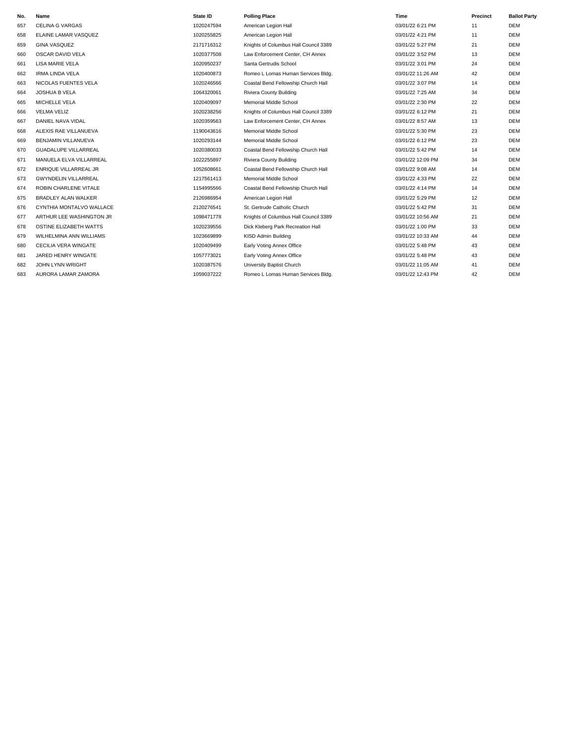| No. | Name | State ID | Polling Place | Time | Precinct | Ballot Party |
|---|---|---|---|---|---|---|
| 657 | CELINA G VARGAS | 1020247594 | American Legion Hall | 03/01/22 6:21 PM | 11 | DEM |
| 658 | ELAINE LAMAR VASQUEZ | 1020255825 | American Legion Hall | 03/01/22 4:21 PM | 11 | DEM |
| 659 | GINA VASQUEZ | 2171716312 | Knights of Columbus Hall Council 3389 | 03/01/22 5:27 PM | 21 | DEM |
| 660 | OSCAR DAVID VELA | 1020377508 | Law Enforcement Center, CH Annex | 03/01/22 3:52 PM | 13 | DEM |
| 661 | LISA MARIE VELA | 1020950237 | Santa Gertrudis School | 03/01/22 3:01 PM | 24 | DEM |
| 662 | IRMA LINDA VELA | 1020400873 | Romeo L Lomas Human Services Bldg. | 03/01/22 11:26 AM | 42 | DEM |
| 663 | NICOLAS FUENTES VELA | 1020246566 | Coastal Bend Fellowship Church Hall | 03/01/22 3:07 PM | 14 | DEM |
| 664 | JOSHUA B VELA | 1064320061 | Riviera County Building | 03/01/22 7:25 AM | 34 | DEM |
| 665 | MICHELLE VELA | 1020409097 | Memorial Middle School | 03/01/22 2:30 PM | 22 | DEM |
| 666 | VELMA VELIZ | 1020238256 | Knights of Columbus Hall Council 3389 | 03/01/22 6:12 PM | 21 | DEM |
| 667 | DANIEL NAVA VIDAL | 1020359563 | Law Enforcement Center, CH Annex | 03/01/22 8:57 AM | 13 | DEM |
| 668 | ALEXIS RAE VILLANUEVA | 1190043616 | Memorial Middle School | 03/01/22 5:30 PM | 23 | DEM |
| 669 | BENJAMIN VILLANUEVA | 1020293144 | Memorial Middle School | 03/01/22 6:12 PM | 23 | DEM |
| 670 | GUADALUPE VILLARREAL | 1020380033 | Coastal Bend Fellowship Church Hall | 03/01/22 5:42 PM | 14 | DEM |
| 671 | MANUELA ELVA VILLARREAL | 1022255897 | Riviera County Building | 03/01/22 12:09 PM | 34 | DEM |
| 672 | ENRIQUE VILLARREAL JR | 1052608661 | Coastal Bend Fellowship Church Hall | 03/01/22 9:08 AM | 14 | DEM |
| 673 | GWYNDELIN VILLARREAL | 1217561413 | Memorial Middle School | 03/01/22 4:33 PM | 22 | DEM |
| 674 | ROBIN CHARLENE VITALE | 1154995566 | Coastal Bend Fellowship Church Hall | 03/01/22 4:14 PM | 14 | DEM |
| 675 | BRADLEY ALAN WALKER | 2126986954 | American Legion Hall | 03/01/22 5:29 PM | 12 | DEM |
| 676 | CYNTHIA MONTALVO WALLACE | 2120276541 | St. Gertrude Catholic Church | 03/01/22 5:42 PM | 31 | DEM |
| 677 | ARTHUR LEE WASHINGTON JR | 1098471778 | Knights of Columbus Hall Council 3389 | 03/01/22 10:56 AM | 21 | DEM |
| 678 | OSTINE ELIZABETH WATTS | 1020239556 | Dick Kleberg Park Recreation Hall | 03/01/22 1:00 PM | 33 | DEM |
| 679 | WILHELMINA ANN WILLIAMS | 1023669899 | KISD Admin Building | 03/01/22 10:33 AM | 44 | DEM |
| 680 | CECILIA VERA WINGATE | 1020409499 | Early Voting Annex Office | 03/01/22 5:48 PM | 43 | DEM |
| 681 | JARED HENRY WINGATE | 1057773021 | Early Voting Annex Office | 03/01/22 5:48 PM | 43 | DEM |
| 682 | JOHN LYNN WRIGHT | 1020387576 | University Baptist Church | 03/01/22 11:05 AM | 41 | DEM |
| 683 | AURORA LAMAR ZAMORA | 1059037222 | Romeo L Lomas Human Services Bldg. | 03/01/22 12:43 PM | 42 | DEM |